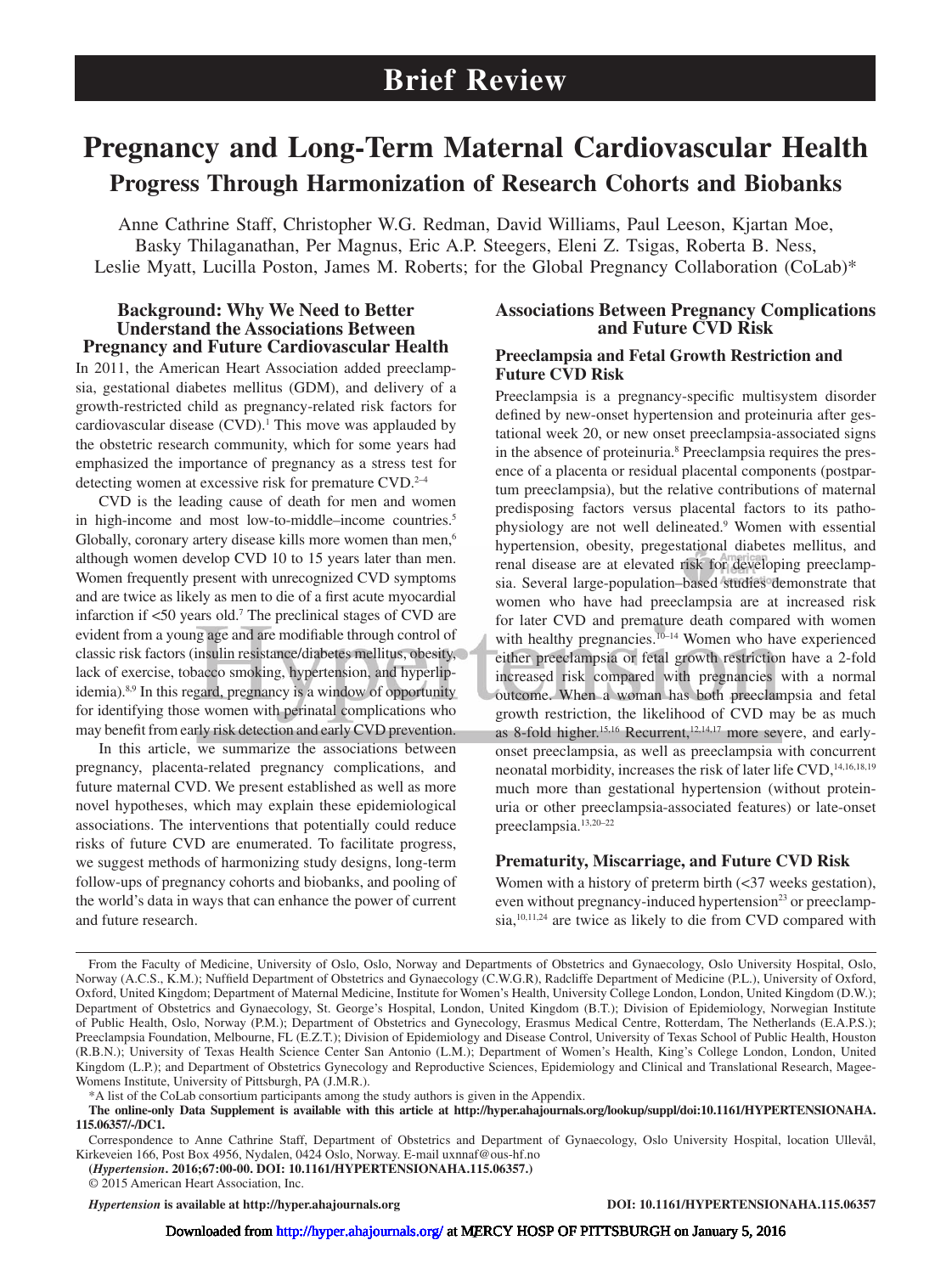Brief Review

# Pregnancy and Long-Term Maternal Cardiovascular Health

## Progress Through Harmonization of Research Cohorts and Biobanks

Anne Cathrine Staff, Christopher W.G. Redman, David Williams, Paul Leeson, Kjartan Moe, Basky Thilaganathan, Per Magnus, Eric A.P. Steegers, Eleni Z. Tsigas, Roberta B. Ness, Leslie Myatt, Lucilla Poston, James M. Roberts; for the Global Pregnancy Collaboration (CoLab)*

## Background: Why We Need to Better Understand the Associations Between Pregnancy and Future Cardiovascular Health

In 2011, the American Heart Association added preeclampsia, gestational diabetes mellitus (GDM), and delivery of a growth-restricted child as pregnancy-related risk factors for cardiovascular disease (CVD).[1] This move was applauded by the obstetric research community, which for some years had emphasized the importance of pregnancy as a stress test for detecting women at excessive risk for premature CVD.[2–4]

CVD is the leading cause of death for men and women in high-income and most low-to-middle–income countries.[5] Globally, coronary artery disease kills more women than men,[6] although women develop CVD 10 to 15 years later than men. Women frequently present with unrecognized CVD symptoms and are twice as likely as men to die of a first acute myocardial infarction if <50 years old.[7] The preclinical stages of CVD are evident from a young age and are modifiable through control of classic risk factors (insulin resistance/diabetes mellitus, obesity, lack of exercise, tobacco smoking, hypertension, and hyperlipidemia).[8,9] In this regard, pregnancy is a window of opportunity for identifying those women with perinatal complications who may benefit from early risk detection and early CVD prevention.

In this article, we summarize the associations between pregnancy, placenta-related pregnancy complications, and future maternal CVD. We present established as well as more novel hypotheses, which may explain these epidemiological associations. The interventions that potentially could reduce risks of future CVD are enumerated. To facilitate progress, we suggest methods of harmonizing study designs, long-term follow-ups of pregnancy cohorts and biobanks, and pooling of the world's data in ways that can enhance the power of current and future research.

## Associations Between Pregnancy Complications and Future CVD Risk

### Preeclampsia and Fetal Growth Restriction and Future CVD Risk

Preeclampsia is a pregnancy-specific multisystem disorder defined by new-onset hypertension and proteinuria after gestational week 20, or new onset preeclampsia-associated signs in the absence of proteinuria.[8] Preeclampsia requires the presence of a placenta or residual placental components (postpartum preeclampsia), but the relative contributions of maternal predisposing factors versus placental factors to its pathophysiology are not well delineated.[9] Women with essential hypertension, obesity, pregestational diabetes mellitus, and renal disease are at elevated risk for developing preeclampsia. Several large-population–based studies demonstrate that women who have had preeclampsia are at increased risk for later CVD and premature death compared with women with healthy pregnancies.[10–14] Women who have experienced either preeclampsia or fetal growth restriction have a 2-fold increased risk compared with pregnancies with a normal outcome. When a woman has both preeclampsia and fetal growth restriction, the likelihood of CVD may be as much as 8-fold higher.[15,16] Recurrent,[12,14,17] more severe, and early-onset preeclampsia, as well as preeclampsia with concurrent neonatal morbidity, increases the risk of later life CVD,[14,16,18,19] much more than gestational hypertension (without proteinuria or other preeclampsia-associated features) or late-onset preeclampsia.[13,20–22]

### Prematurity, Miscarriage, and Future CVD Risk

Women with a history of preterm birth (<37 weeks gestation), even without pregnancy-induced hypertension[23] or preeclampsia,[10,11,24] are twice as likely to die from CVD compared with

---

From the Faculty of Medicine, University of Oslo, Oslo, Norway and Departments of Obstetrics and Gynaecology, Oslo University Hospital, Oslo, Norway (A.C.S., K.M.); Nuffield Department of Obstetrics and Gynaecology (C.W.G.R), Radcliffe Department of Medicine (P.L.), University of Oxford, Oxford, United Kingdom; Department of Maternal Medicine, Institute for Women's Health, University College London, London, United Kingdom (D.W.); Department of Obstetrics and Gynaecology, St. George's Hospital, London, United Kingdom (B.T.); Division of Epidemiology, Norwegian Institute of Public Health, Oslo, Norway (P.M.); Department of Obstetrics and Gynecology, Erasmus Medical Centre, Rotterdam, The Netherlands (E.A.P.S.); Preeclampsia Foundation, Melbourne, FL (E.Z.T.); Division of Epidemiology and Disease Control, University of Texas School of Public Health, Houston (R.B.N.); University of Texas Health Science Center San Antonio (L.M.); Department of Women's Health, King's College London, London, United Kingdom (L.P.); and Department of Obstetrics Gynecology and Reproductive Sciences, Epidemiology and Clinical and Translational Research, Magee-Womens Institute, University of Pittsburgh, PA (J.M.R.).

*A list of the CoLab consortium participants among the study authors is given in the Appendix.

**The online-only Data Supplement is available with this article at http://hyper.ahajournals.org/lookup/suppl/doi:10.1161/HYPERTENSIONAHA.115.06357/-/DC1.**

Correspondence to Anne Cathrine Staff, Department of Obstetrics and Department of Gynaecology, Oslo University Hospital, location Ullevål, Kirkeveien 166, Post Box 4956, Nydalen, 0424 Oslo, Norway. E-mail uxnnaf@ous-hf.no

(*Hypertension*. 2016;67:00-00. DOI: 10.1161/HYPERTENSIONAHA.115.06357.)

© 2015 American Heart Association, Inc.

*Hypertension* is available at http://hyper.ahajournals.org DOI: 10.1161/HYPERTENSIONAHA.115.06357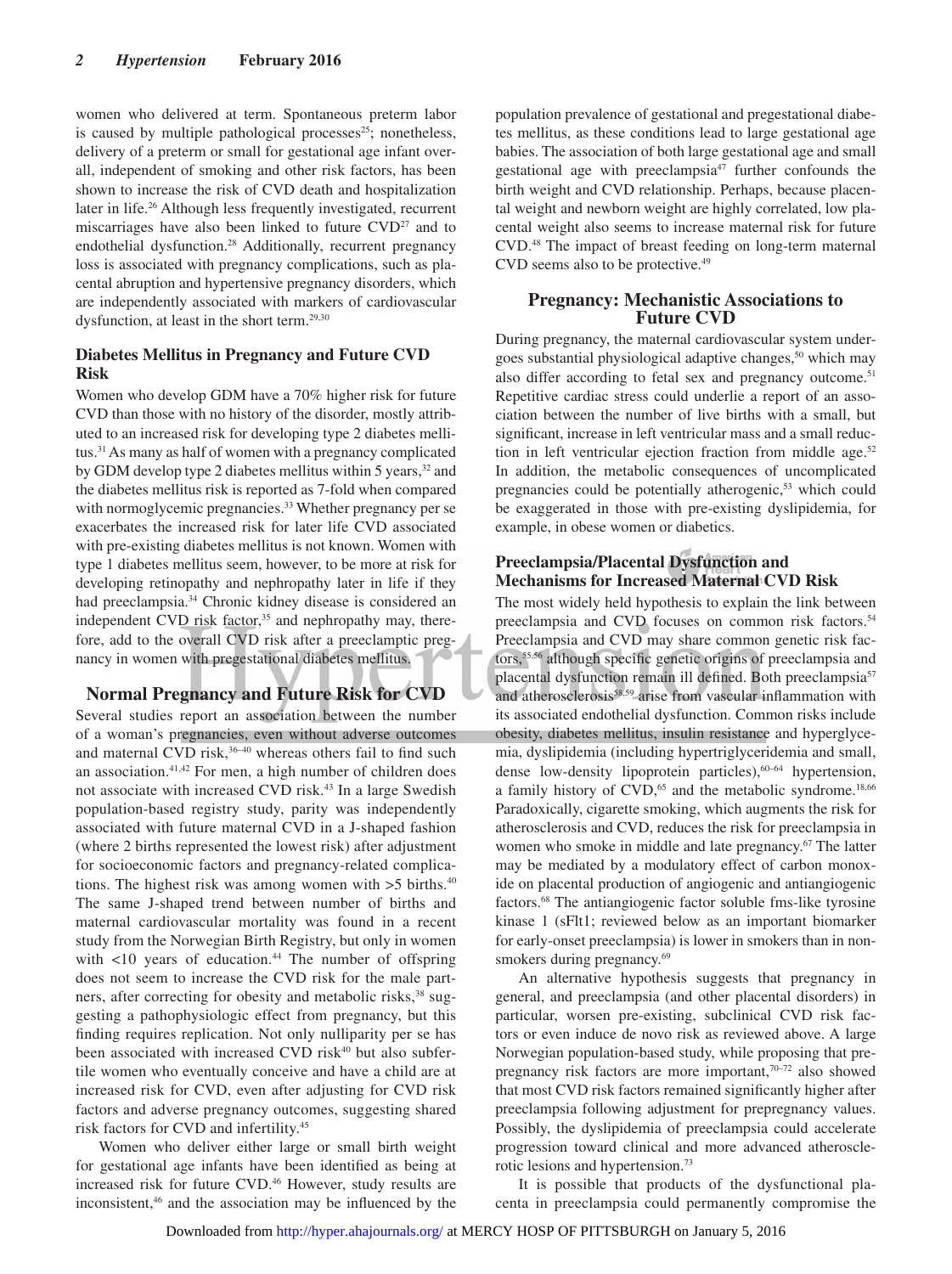women who delivered at term. Spontaneous preterm labor is caused by multiple pathological processes[25]; nonetheless, delivery of a preterm or small for gestational age infant overall, independent of smoking and other risk factors, has been shown to increase the risk of CVD death and hospitalization later in life.[26] Although less frequently investigated, recurrent miscarriages have also been linked to future CVD[27] and to endothelial dysfunction.[28] Additionally, recurrent pregnancy loss is associated with pregnancy complications, such as placental abruption and hypertensive pregnancy disorders, which are independently associated with markers of cardiovascular dysfunction, at least in the short term.[29,30]

## Diabetes Mellitus in Pregnancy and Future CVD Risk

Women who develop GDM have a 70% higher risk for future CVD than those with no history of the disorder, mostly attributed to an increased risk for developing type 2 diabetes mellitus.[31] As many as half of women with a pregnancy complicated by GDM develop type 2 diabetes mellitus within 5 years,[32] and the diabetes mellitus risk is reported as 7-fold when compared with normoglycemic pregnancies.[33] Whether pregnancy per se exacerbates the increased risk for later life CVD associated with pre-existing diabetes mellitus is not known. Women with type 1 diabetes mellitus seem, however, to be more at risk for developing retinopathy and nephropathy later in life if they had preeclampsia.[34] Chronic kidney disease is considered an independent CVD risk factor,[35] and nephropathy may, therefore, add to the overall CVD risk after a preeclamptic pregnancy in women with pregestational diabetes mellitus.

## Normal Pregnancy and Future Risk for CVD

Several studies report an association between the number of a woman's pregnancies, even without adverse outcomes and maternal CVD risk,[36–40] whereas others fail to find such an association.[41,42] For men, a high number of children does not associate with increased CVD risk.[43] In a large Swedish population-based registry study, parity was independently associated with future maternal CVD in a J-shaped fashion (where 2 births represented the lowest risk) after adjustment for socioeconomic factors and pregnancy-related complications. The highest risk was among women with >5 births.[40] The same J-shaped trend between number of births and maternal cardiovascular mortality was found in a recent study from the Norwegian Birth Registry, but only in women with <10 years of education.[44] The number of offspring does not seem to increase the CVD risk for the male partners, after correcting for obesity and metabolic risks,[38] suggesting a pathophysiologic effect from pregnancy, but this finding requires replication. Not only nulliparity per se has been associated with increased CVD risk[40] but also subfertile women who eventually conceive and have a child are at increased risk for CVD, even after adjusting for CVD risk factors and adverse pregnancy outcomes, suggesting shared risk factors for CVD and infertility.[45]

Women who deliver either large or small birth weight for gestational age infants have been identified as being at increased risk for future CVD.[46] However, study results are inconsistent,[46] and the association may be influenced by the population prevalence of gestational and pregestational diabetes mellitus, as these conditions lead to large gestational age babies. The association of both large gestational age and small gestational age with preeclampsia[47] further confounds the birth weight and CVD relationship. Perhaps, because placental weight and newborn weight are highly correlated, low placental weight also seems to increase maternal risk for future CVD.[48] The impact of breast feeding on long-term maternal CVD seems also to be protective.[49]

## Pregnancy: Mechanistic Associations to Future CVD

During pregnancy, the maternal cardiovascular system undergoes substantial physiological adaptive changes,[50] which may also differ according to fetal sex and pregnancy outcome.[51] Repetitive cardiac stress could underlie a report of an association between the number of live births with a small, but significant, increase in left ventricular mass and a small reduction in left ventricular ejection fraction from middle age.[52] In addition, the metabolic consequences of uncomplicated pregnancies could be potentially atherogenic,[53] which could be exaggerated in those with pre-existing dyslipidemia, for example, in obese women or diabetics.

### Preeclampsia/Placental Dysfunction and Mechanisms for Increased Maternal CVD Risk

The most widely held hypothesis to explain the link between preeclampsia and CVD focuses on common risk factors.[54] Preeclampsia and CVD may share common genetic risk factors,[55,56] although specific genetic origins of preeclampsia and placental dysfunction remain ill defined. Both preeclampsia[57] and atherosclerosis[58,59] arise from vascular inflammation with its associated endothelial dysfunction. Common risks include obesity, diabetes mellitus, insulin resistance and hyperglycemia, dyslipidemia (including hypertriglyceridemia and small, dense low-density lipoprotein particles),[60–64] hypertension, a family history of CVD,[65] and the metabolic syndrome.[18,66] Paradoxically, cigarette smoking, which augments the risk for atherosclerosis and CVD, reduces the risk for preeclampsia in women who smoke in middle and late pregnancy.[67] The latter may be mediated by a modulatory effect of carbon monoxide on placental production of angiogenic and antiangiogenic factors.[68] The antiangiogenic factor soluble fms-like tyrosine kinase 1 (sFlt1; reviewed below as an important biomarker for early-onset preeclampsia) is lower in smokers than in nonsmokers during pregnancy.[69]

An alternative hypothesis suggests that pregnancy in general, and preeclampsia (and other placental disorders) in particular, worsen pre-existing, subclinical CVD risk factors or even induce de novo risk as reviewed above. A large Norwegian population-based study, while proposing that prepregnancy risk factors are more important,[70–72] also showed that most CVD risk factors remained significantly higher after preeclampsia following adjustment for prepregnancy values. Possibly, the dyslipidemia of preeclampsia could accelerate progression toward clinical and more advanced atherosclerotic lesions and hypertension.[73]

It is possible that products of the dysfunctional placenta in preeclampsia could permanently compromise the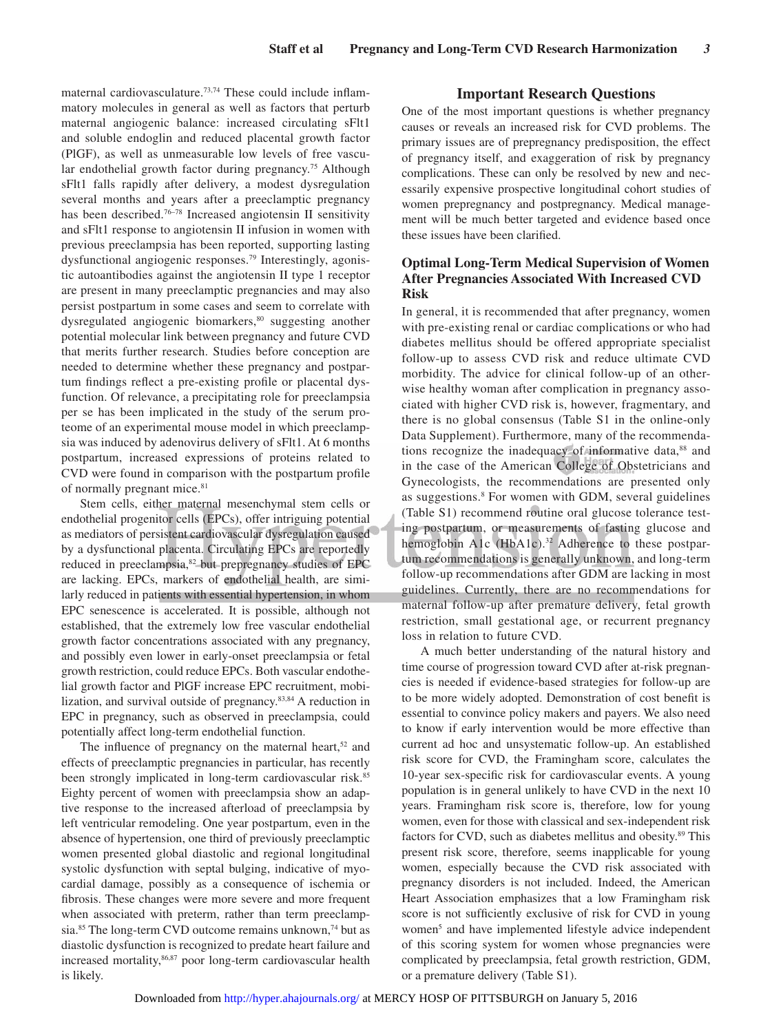maternal cardiovasculature.[73,74] These could include inflammatory molecules in general as well as factors that perturb maternal angiogenic balance: increased circulating sFlt1 and soluble endoglin and reduced placental growth factor (PlGF), as well as unmeasurable low levels of free vascular endothelial growth factor during pregnancy.[75] Although sFlt1 falls rapidly after delivery, a modest dysregulation several months and years after a preeclamptic pregnancy has been described.[76–78] Increased angiotensin II sensitivity and sFlt1 response to angiotensin II infusion in women with previous preeclampsia has been reported, supporting lasting dysfunctional angiogenic responses.[79] Interestingly, agonistic autoantibodies against the angiotensin II type 1 receptor are present in many preeclamptic pregnancies and may also persist postpartum in some cases and seem to correlate with dysregulated angiogenic biomarkers,[80] suggesting another potential molecular link between pregnancy and future CVD that merits further research. Studies before conception are needed to determine whether these pregnancy and postpartum findings reflect a pre-existing profile or placental dysfunction. Of relevance, a precipitating role for preeclampsia per se has been implicated in the study of the serum proteome of an experimental mouse model in which preeclampsia was induced by adenovirus delivery of sFlt1. At 6 months postpartum, increased expressions of proteins related to CVD were found in comparison with the postpartum profile of normally pregnant mice.[81]

Stem cells, either maternal mesenchymal stem cells or endothelial progenitor cells (EPCs), offer intriguing potential as mediators of persistent cardiovascular dysregulation caused by a dysfunctional placenta. Circulating EPCs are reportedly reduced in preeclampsia,[82] but prepregnancy studies of EPC are lacking. EPCs, markers of endothelial health, are similarly reduced in patients with essential hypertension, in whom EPC senescence is accelerated. It is possible, although not established, that the extremely low free vascular endothelial growth factor concentrations associated with any pregnancy, and possibly even lower in early-onset preeclampsia or fetal growth restriction, could reduce EPCs. Both vascular endothelial growth factor and PlGF increase EPC recruitment, mobilization, and survival outside of pregnancy.[83,84] A reduction in EPC in pregnancy, such as observed in preeclampsia, could potentially affect long-term endothelial function.

The influence of pregnancy on the maternal heart,[52] and effects of preeclamptic pregnancies in particular, has recently been strongly implicated in long-term cardiovascular risk.[85] Eighty percent of women with preeclampsia show an adaptive response to the increased afterload of preeclampsia by left ventricular remodeling. One year postpartum, even in the absence of hypertension, one third of previously preeclamptic women presented global diastolic and regional longitudinal systolic dysfunction with septal bulging, indicative of myocardial damage, possibly as a consequence of ischemia or fibrosis. These changes were more severe and more frequent when associated with preterm, rather than term preeclampsia.[85] The long-term CVD outcome remains unknown,[74] but as diastolic dysfunction is recognized to predate heart failure and increased mortality,[86,87] poor long-term cardiovascular health is likely.

## Important Research Questions

One of the most important questions is whether pregnancy causes or reveals an increased risk for CVD problems. The primary issues are of prepregnancy predisposition, the effect of pregnancy itself, and exaggeration of risk by pregnancy complications. These can only be resolved by new and necessarily expensive prospective longitudinal cohort studies of women prepregnancy and postpregnancy. Medical management will be much better targeted and evidence based once these issues have been clarified.

### Optimal Long-Term Medical Supervision of Women After Pregnancies Associated With Increased CVD Risk

In general, it is recommended that after pregnancy, women with pre-existing renal or cardiac complications or who had diabetes mellitus should be offered appropriate specialist follow-up to assess CVD risk and reduce ultimate CVD morbidity. The advice for clinical follow-up of an otherwise healthy woman after complication in pregnancy associated with higher CVD risk is, however, fragmentary, and there is no global consensus (Table S1 in the online-only Data Supplement). Furthermore, many of the recommendations recognize the inadequacy of informative data,[88] and in the case of the American College of Obstetricians and Gynecologists, the recommendations are presented only as suggestions.[8] For women with GDM, several guidelines (Table S1) recommend routine oral glucose tolerance testing postpartum, or measurements of fasting glucose and hemoglobin A1c (HbA1c).[32] Adherence to these postpartum recommendations is generally unknown, and long-term follow-up recommendations after GDM are lacking in most guidelines. Currently, there are no recommendations for maternal follow-up after premature delivery, fetal growth restriction, small gestational age, or recurrent pregnancy loss in relation to future CVD.

A much better understanding of the natural history and time course of progression toward CVD after at-risk pregnancies is needed if evidence-based strategies for follow-up are to be more widely adopted. Demonstration of cost benefit is essential to convince policy makers and payers. We also need to know if early intervention would be more effective than current ad hoc and unsystematic follow-up. An established risk score for CVD, the Framingham score, calculates the 10-year sex-specific risk for cardiovascular events. A young population is in general unlikely to have CVD in the next 10 years. Framingham risk score is, therefore, low for young women, even for those with classical and sex-independent risk factors for CVD, such as diabetes mellitus and obesity.[89] This present risk score, therefore, seems inapplicable for young women, especially because the CVD risk associated with pregnancy disorders is not included. Indeed, the American Heart Association emphasizes that a low Framingham risk score is not sufficiently exclusive of risk for CVD in young women[5] and have implemented lifestyle advice independent of this scoring system for women whose pregnancies were complicated by preeclampsia, fetal growth restriction, GDM, or a premature delivery (Table S1).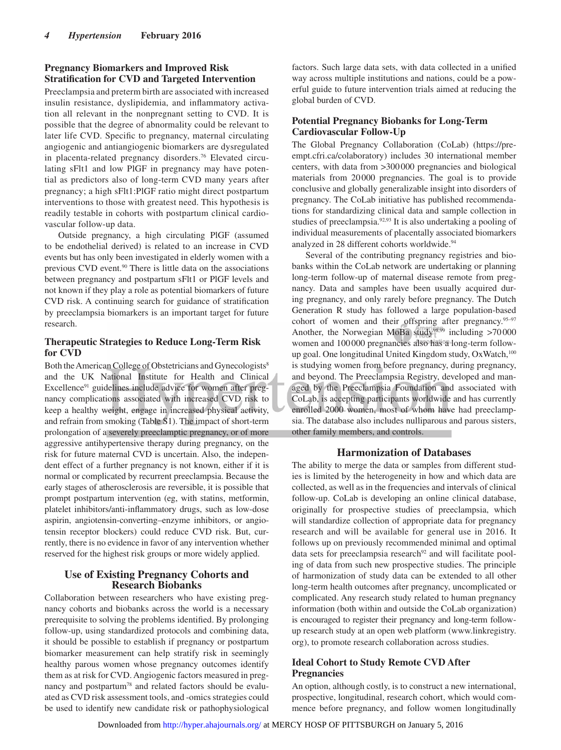## Pregnancy Biomarkers and Improved Risk Stratification for CVD and Targeted Intervention

Preeclampsia and preterm birth are associated with increased insulin resistance, dyslipidemia, and inflammatory activation all relevant in the nonpregnant setting to CVD. It is possible that the degree of abnormality could be relevant to later life CVD. Specific to pregnancy, maternal circulating angiogenic and antiangiogenic biomarkers are dysregulated in placenta-related pregnancy disorders.[76] Elevated circulating sFlt1 and low PlGF in pregnancy may have potential as predictors also of long-term CVD many years after pregnancy; a high sFlt1:PlGF ratio might direct postpartum interventions to those with greatest need. This hypothesis is readily testable in cohorts with postpartum clinical cardiovascular follow-up data.

Outside pregnancy, a high circulating PlGF (assumed to be endothelial derived) is related to an increase in CVD events but has only been investigated in elderly women with a previous CVD event.[90] There is little data on the associations between pregnancy and postpartum sFlt1 or PlGF levels and not known if they play a role as potential biomarkers of future CVD risk. A continuing search for guidance of stratification by preeclampsia biomarkers is an important target for future research.

## Therapeutic Strategies to Reduce Long-Term Risk for CVD

Both the American College of Obstetricians and Gynecologists[8] and the UK National Institute for Health and Clinical Excellence[91] guidelines include advice for women after pregnancy complications associated with increased CVD risk to keep a healthy weight, engage in increased physical activity, and refrain from smoking (Table S1). The impact of short-term prolongation of a severely preeclamptic pregnancy, or of more aggressive antihypertensive therapy during pregnancy, on the risk for future maternal CVD is uncertain. Also, the independent effect of a further pregnancy is not known, either if it is normal or complicated by recurrent preeclampsia. Because the early stages of atherosclerosis are reversible, it is possible that prompt postpartum intervention (eg, with statins, metformin, platelet inhibitors/anti-inflammatory drugs, such as low-dose aspirin, angiotensin-converting–enzyme inhibitors, or angiotensin receptor blockers) could reduce CVD risk. But, currently, there is no evidence in favor of any intervention whether reserved for the highest risk groups or more widely applied.

## Use of Existing Pregnancy Cohorts and Research Biobanks

Collaboration between researchers who have existing pregnancy cohorts and biobanks across the world is a necessary prerequisite to solving the problems identified. By prolonging follow-up, using standardized protocols and combining data, it should be possible to establish if pregnancy or postpartum biomarker measurement can help stratify risk in seemingly healthy parous women whose pregnancy outcomes identify them as at risk for CVD. Angiogenic factors measured in pregnancy and postpartum[78] and related factors should be evaluated as CVD risk assessment tools, and -omics strategies could be used to identify new candidate risk or pathophysiological factors. Such large data sets, with data collected in a unified way across multiple institutions and nations, could be a powerful guide to future intervention trials aimed at reducing the global burden of CVD.

### Potential Pregnancy Biobanks for Long-Term Cardiovascular Follow-Up

The Global Pregnancy Collaboration (CoLab) (https://pre-empt.cfri.ca/colaboratory) includes 30 international member centers, with data from >300 000 pregnancies and biological materials from 20 000 pregnancies. The goal is to provide conclusive and globally generalizable insight into disorders of pregnancy. The CoLab initiative has published recommendations for standardizing clinical data and sample collection in studies of preeclampsia.[92,93] It is also undertaking a pooling of individual measurements of placentally associated biomarkers analyzed in 28 different cohorts worldwide.[94]

Several of the contributing pregnancy registries and biobanks within the CoLab network are undertaking or planning long-term follow-up of maternal disease remote from pregnancy. Data and samples have been usually acquired during pregnancy, and only rarely before pregnancy. The Dutch Generation R study has followed a large population-based cohort of women and their offspring after pregnancy.[95–97] Another, the Norwegian MoBa study[98,99] including >70 000 women and 100 000 pregnancies also has a long-term follow-up goal. One longitudinal United Kingdom study, OxWatch,[100] is studying women from before pregnancy, during pregnancy, and beyond. The Preeclampsia Registry, developed and managed by the Preeclampsia Foundation and associated with CoLab, is accepting participants worldwide and has currently enrolled 2000 women, most of whom have had preeclampsia. The database also includes nulliparous and parous sisters, other family members, and controls.

## Harmonization of Databases

The ability to merge the data or samples from different studies is limited by the heterogeneity in how and which data are collected, as well as in the frequencies and intervals of clinical follow-up. CoLab is developing an online clinical database, originally for prospective studies of preeclampsia, which will standardize collection of appropriate data for pregnancy research and will be available for general use in 2016. It follows up on previously recommended minimal and optimal data sets for preeclampsia research[92] and will facilitate pooling of data from such new prospective studies. The principle of harmonization of study data can be extended to all other long-term health outcomes after pregnancy, uncomplicated or complicated. Any research study related to human pregnancy information (both within and outside the CoLab organization) is encouraged to register their pregnancy and long-term follow-up research study at an open web platform (www.linkregistry.org), to promote research collaboration across studies.

### Ideal Cohort to Study Remote CVD After Pregnancies

An option, although costly, is to construct a new international, prospective, longitudinal, research cohort, which would commence before pregnancy, and follow women longitudinally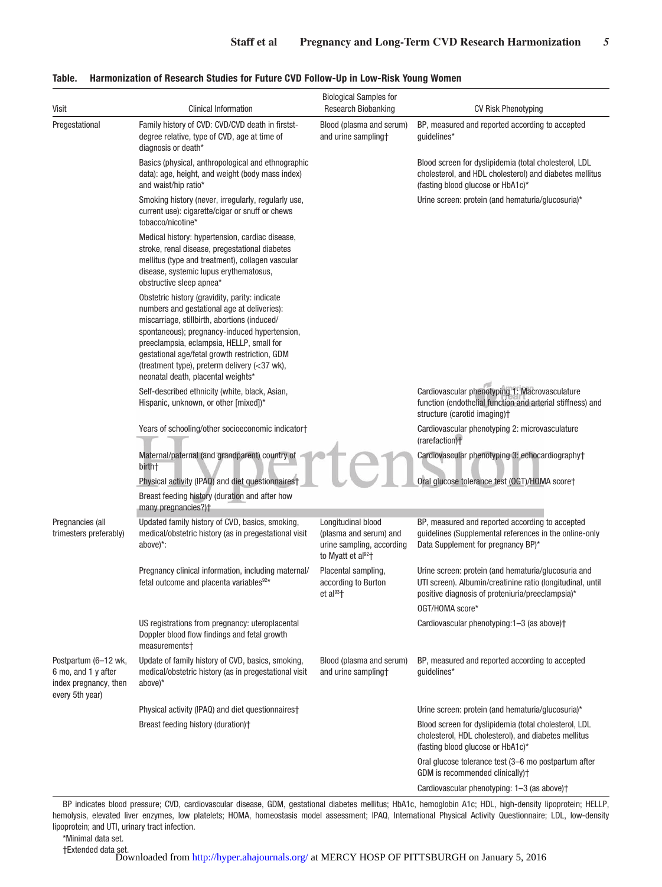**Table. Harmonization of Research Studies for Future CVD Follow-Up in Low-Risk Young Women**

| Visit | Clinical Information | Biological Samples for Research Biobanking | CV Risk Phenotyping |
|---|---|---|---|
| Pregestational | Family history of CVD: CVD/CVD death in firstst-degree relative, type of CVD, age at time of diagnosis or death* | Blood (plasma and serum) and urine sampling† | BP, measured and reported according to accepted guidelines* |
| | Basics (physical, anthropological and ethnographic data): age, height, and weight (body mass index) and waist/hip ratio* | | Blood screen for dyslipidemia (total cholesterol, LDL cholesterol, and HDL cholesterol) and diabetes mellitus (fasting blood glucose or HbA1c)* |
| | Smoking history (never, irregularly, regularly use, current use): cigarette/cigar or snuff or chews tobacco/nicotine* | | Urine screen: protein (and hematuria/glucosuria)* |
| | Medical history: hypertension, cardiac disease, stroke, renal disease, pregestational diabetes mellitus (type and treatment), collagen vascular disease, systemic lupus erythematosus, obstructive sleep apnea* | | |
| | Obstetric history (gravidity, parity: indicate numbers and gestational age at deliveries): miscarriage, stillbirth, abortions (induced/spontaneous); pregnancy-induced hypertension, preeclampsia, eclampsia, HELLP, small for gestational age/fetal growth restriction, GDM (treatment type), preterm delivery (<37 wk), neonatal death, placental weights* | | |
| | Self-described ethnicity (white, black, Asian, Hispanic, unknown, or other [mixed])* | | Cardiovascular phenotyping 1: Macrovasculature function (endothelial function and arterial stiffness) and structure (carotid imaging)† |
| | Years of schooling/other socioeconomic indicator† | | Cardiovascular phenotyping 2: microvasculature (rarefaction)† |
| | Maternal/paternal (and grandparent) country of birth† | | Cardiovascular phenotyping 3: echocardiography† |
| | Physical activity (IPAQ) and diet questionnaires† | | Oral glucose tolerance test (OGT)/HOMA score† |
| | Breast feeding history (duration and after how many pregnancies?)† | | |
| Pregnancies (all trimesters preferably) | Updated family history of CVD, basics, smoking, medical/obstetric history (as in pregestational visit above)*: | Longitudinal blood (plasma and serum) and urine sampling, according to Myatt et al[92]† | BP, measured and reported according to accepted guidelines (Supplemental references in the online-only Data Supplement for pregnancy BP)* |
| | Pregnancy clinical information, including maternal/fetal outcome and placenta variables[92]* | Placental sampling, according to Burton et al[93]† | Urine screen: protein (and hematuria/glucosuria and UTI screen). Albumin/creatinine ratio (longitudinal, until positive diagnosis of proteniuria/preeclampsia)* |
| | | | OGT/HOMA score* |
| | US registrations from pregnancy: uteroplacental Doppler blood flow findings and fetal growth measurements† | | Cardiovascular phenotyping:1–3 (as above)† |
| Postpartum (6–12 wk, 6 mo, and 1 y after index pregnancy, then every 5th year) | Update of family history of CVD, basics, smoking, medical/obstetric history (as in pregestational visit above)* | Blood (plasma and serum) and urine sampling† | BP, measured and reported according to accepted guidelines* |
| | Physical activity (IPAQ) and diet questionnaires† | | Urine screen: protein (and hematuria/glucosuria)* |
| | Breast feeding history (duration)† | | Blood screen for dyslipidemia (total cholesterol, LDL cholesterol, HDL cholesterol), and diabetes mellitus (fasting blood glucose or HbA1c)* |
| | | | Oral glucose tolerance test (3–6 mo postpartum after GDM is recommended clinically)† |
| | | | Cardiovascular phenotyping: 1–3 (as above)† |

BP indicates blood pressure; CVD, cardiovascular disease, GDM, gestational diabetes mellitus; HbA1c, hemoglobin A1c; HDL, high-density lipoprotein; HELLP, hemolysis, elevated liver enzymes, low platelets; HOMA, homeostasis model assessment; IPAQ, International Physical Activity Questionnaire; LDL, low-density lipoprotein; and UTI, urinary tract infection.

*Minimal data set.

†Extended data set.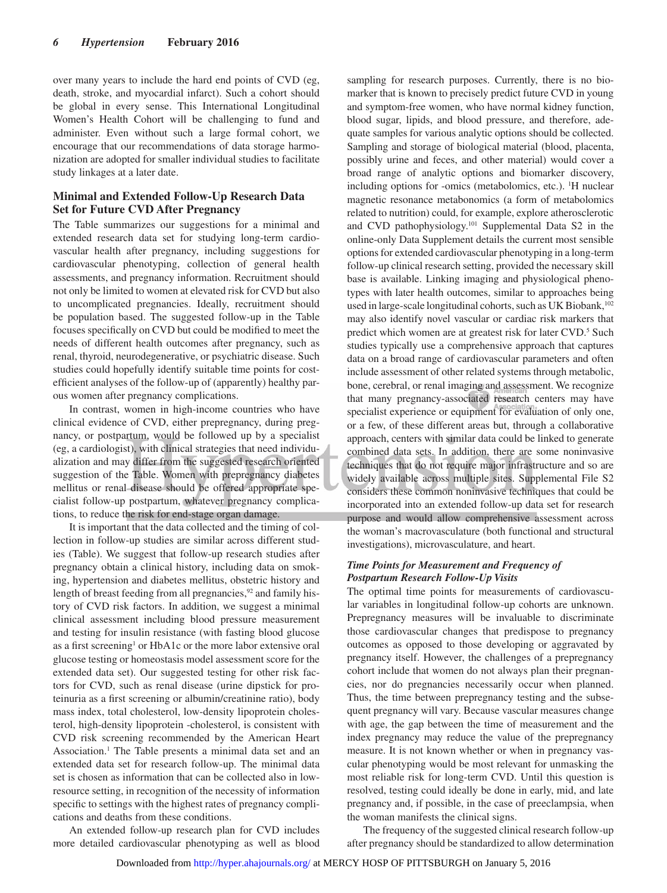over many years to include the hard end points of CVD (eg, death, stroke, and myocardial infarct). Such a cohort should be global in every sense. This International Longitudinal Women's Health Cohort will be challenging to fund and administer. Even without such a large formal cohort, we encourage that our recommendations of data storage harmonization are adopted for smaller individual studies to facilitate study linkages at a later date.

## Minimal and Extended Follow-Up Research Data Set for Future CVD After Pregnancy

The Table summarizes our suggestions for a minimal and extended research data set for studying long-term cardiovascular health after pregnancy, including suggestions for cardiovascular phenotyping, collection of general health assessments, and pregnancy information. Recruitment should not only be limited to women at elevated risk for CVD but also to uncomplicated pregnancies. Ideally, recruitment should be population based. The suggested follow-up in the Table focuses specifically on CVD but could be modified to meet the needs of different health outcomes after pregnancy, such as renal, thyroid, neurodegenerative, or psychiatric disease. Such studies could hopefully identify suitable time points for cost-efficient analyses of the follow-up of (apparently) healthy parous women after pregnancy complications.

In contrast, women in high-income countries who have clinical evidence of CVD, either prepregnancy, during pregnancy, or postpartum, would be followed up by a specialist (eg, a cardiologist), with clinical strategies that need individualization and may differ from the suggested research oriented suggestion of the Table. Women with prepregnancy diabetes mellitus or renal disease should be offered appropriate specialist follow-up postpartum, whatever pregnancy complications, to reduce the risk for end-stage organ damage.

It is important that the data collected and the timing of collection in follow-up studies are similar across different studies (Table). We suggest that follow-up research studies after pregnancy obtain a clinical history, including data on smoking, hypertension and diabetes mellitus, obstetric history and length of breast feeding from all pregnancies,[92] and family history of CVD risk factors. In addition, we suggest a minimal clinical assessment including blood pressure measurement and testing for insulin resistance (with fasting blood glucose as a first screening[1] or HbA1c or the more labor extensive oral glucose testing or homeostasis model assessment score for the extended data set). Our suggested testing for other risk factors for CVD, such as renal disease (urine dipstick for proteinuria as a first screening or albumin/creatinine ratio), body mass index, total cholesterol, low-density lipoprotein cholesterol, high-density lipoprotein -cholesterol, is consistent with CVD risk screening recommended by the American Heart Association.[1] The Table presents a minimal data set and an extended data set for research follow-up. The minimal data set is chosen as information that can be collected also in low-resource setting, in recognition of the necessity of information specific to settings with the highest rates of pregnancy complications and deaths from these conditions.

An extended follow-up research plan for CVD includes more detailed cardiovascular phenotyping as well as blood sampling for research purposes. Currently, there is no biomarker that is known to precisely predict future CVD in young and symptom-free women, who have normal kidney function, blood sugar, lipids, and blood pressure, and therefore, adequate samples for various analytic options should be collected. Sampling and storage of biological material (blood, placenta, possibly urine and feces, and other material) would cover a broad range of analytic options and biomarker discovery, including options for -omics (metabolomics, etc.). $^1$H nuclear magnetic resonance metabonomics (a form of metabolomics related to nutrition) could, for example, explore atherosclerotic and CVD pathophysiology.[101] Supplemental Data S2 in the online-only Data Supplement details the current most sensible options for extended cardiovascular phenotyping in a long-term follow-up clinical research setting, provided the necessary skill base is available. Linking imaging and physiological phenotypes with later health outcomes, similar to approaches being used in large-scale longitudinal cohorts, such as UK Biobank,[102] may also identify novel vascular or cardiac risk markers that predict which women are at greatest risk for later CVD.[5] Such studies typically use a comprehensive approach that captures data on a broad range of cardiovascular parameters and often include assessment of other related systems through metabolic, bone, cerebral, or renal imaging and assessment. We recognize that many pregnancy-associated research centers may have specialist experience or equipment for evaluation of only one, or a few, of these different areas but, through a collaborative approach, centers with similar data could be linked to generate combined data sets. In addition, there are some noninvasive techniques that do not require major infrastructure and so are widely available across multiple sites. Supplemental File S2 considers these common noninvasive techniques that could be incorporated into an extended follow-up data set for research purpose and would allow comprehensive assessment across the woman's macrovasculature (both functional and structural investigations), microvasculature, and heart.

### *Time Points for Measurement and Frequency of Postpartum Research Follow-Up Visits*

The optimal time points for measurements of cardiovascular variables in longitudinal follow-up cohorts are unknown. Prepregnancy measures will be invaluable to discriminate those cardiovascular changes that predispose to pregnancy outcomes as opposed to those developing or aggravated by pregnancy itself. However, the challenges of a prepregnancy cohort include that women do not always plan their pregnancies, nor do pregnancies necessarily occur when planned. Thus, the time between prepregnancy testing and the subsequent pregnancy will vary. Because vascular measures change with age, the gap between the time of measurement and the index pregnancy may reduce the value of the prepregnancy measure. It is not known whether or when in pregnancy vascular phenotyping would be most relevant for unmasking the most reliable risk for long-term CVD. Until this question is resolved, testing could ideally be done in early, mid, and late pregnancy and, if possible, in the case of preeclampsia, when the woman manifests the clinical signs.

The frequency of the suggested clinical research follow-up after pregnancy should be standardized to allow determination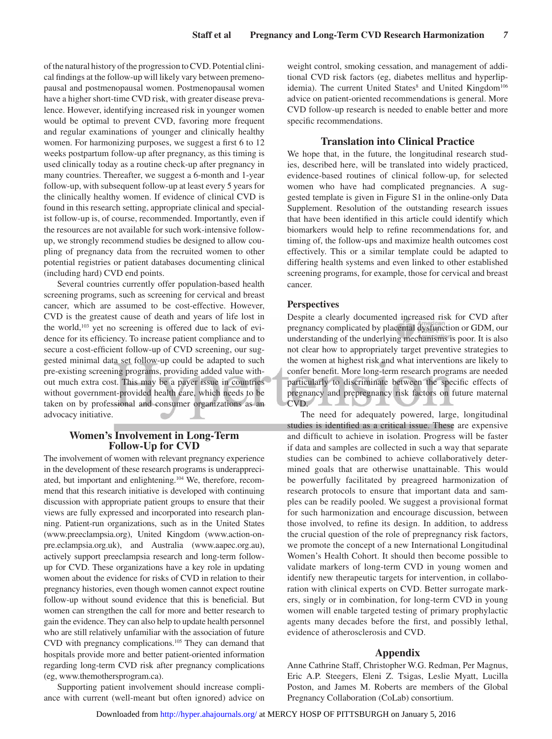of the natural history of the progression to CVD. Potential clinical findings at the follow-up will likely vary between premenopausal and postmenopausal women. Postmenopausal women have a higher short-time CVD risk, with greater disease prevalence. However, identifying increased risk in younger women would be optimal to prevent CVD, favoring more frequent and regular examinations of younger and clinically healthy women. For harmonizing purposes, we suggest a first 6 to 12 weeks postpartum follow-up after pregnancy, as this timing is used clinically today as a routine check-up after pregnancy in many countries. Thereafter, we suggest a 6-month and 1-year follow-up, with subsequent follow-up at least every 5 years for the clinically healthy women. If evidence of clinical CVD is found in this research setting, appropriate clinical and specialist follow-up is, of course, recommended. Importantly, even if the resources are not available for such work-intensive follow-up, we strongly recommend studies be designed to allow coupling of pregnancy data from the recruited women to other potential registries or patient databases documenting clinical (including hard) CVD end points.

Several countries currently offer population-based health screening programs, such as screening for cervical and breast cancer, which are assumed to be cost-effective. However, CVD is the greatest cause of death and years of life lost in the world,[103] yet no screening is offered due to lack of evidence for its efficiency. To increase patient compliance and to secure a cost-efficient follow-up of CVD screening, our suggested minimal data set follow-up could be adapted to such pre-existing screening programs, providing added value without much extra cost. This may be a payer issue in countries without government-provided health care, which needs to be taken on by professional and consumer organizations as an advocacy initiative.

## Women's Involvement in Long-Term Follow-Up for CVD

The involvement of women with relevant pregnancy experience in the development of these research programs is underappreciated, but important and enlightening.[104] We, therefore, recommend that this research initiative is developed with continuing discussion with appropriate patient groups to ensure that their views are fully expressed and incorporated into research planning. Patient-run organizations, such as in the United States (www.preeclampsia.org), United Kingdom (www.action-on-pre.eclampsia.org.uk), and Australia (www.aapec.org.au), actively support preeclampsia research and long-term follow-up for CVD. These organizations have a key role in updating women about the evidence for risks of CVD in relation to their pregnancy histories, even though women cannot expect routine follow-up without sound evidence that this is beneficial. But women can strengthen the call for more and better research to gain the evidence. They can also help to update health personnel who are still relatively unfamiliar with the association of future CVD with pregnancy complications.[105] They can demand that hospitals provide more and better patient-oriented information regarding long-term CVD risk after pregnancy complications (eg, www.themothersprogram.ca).

Supporting patient involvement should increase compliance with current (well-meant but often ignored) advice on weight control, smoking cessation, and management of additional CVD risk factors (eg, diabetes mellitus and hyperlipidemia). The current United States[8] and United Kingdom[106] advice on patient-oriented recommendations is general. More CVD follow-up research is needed to enable better and more specific recommendations.

## Translation into Clinical Practice

We hope that, in the future, the longitudinal research studies, described here, will be translated into widely practiced, evidence-based routines of clinical follow-up, for selected women who have had complicated pregnancies. A suggested template is given in Figure S1 in the online-only Data Supplement. Resolution of the outstanding research issues that have been identified in this article could identify which biomarkers would help to refine recommendations for, and timing of, the follow-ups and maximize health outcomes cost effectively. This or a similar template could be adapted to differing health systems and even linked to other established screening programs, for example, those for cervical and breast cancer.

### Perspectives

Despite a clearly documented increased risk for CVD after pregnancy complicated by placental dysfunction or GDM, our understanding of the underlying mechanisms is poor. It is also not clear how to appropriately target preventive strategies to the women at highest risk and what interventions are likely to confer benefit. More long-term research programs are needed particularly to discriminate between the specific effects of pregnancy and prepregnancy risk factors on future maternal CVD.

The need for adequately powered, large, longitudinal studies is identified as a critical issue. These are expensive and difficult to achieve in isolation. Progress will be faster if data and samples are collected in such a way that separate studies can be combined to achieve collaboratively determined goals that are otherwise unattainable. This would be powerfully facilitated by preagreed harmonization of research protocols to ensure that important data and samples can be readily pooled. We suggest a provisional format for such harmonization and encourage discussion, between those involved, to refine its design. In addition, to address the crucial question of the role of prepregnancy risk factors, we promote the concept of a new International Longitudinal Women's Health Cohort. It should then become possible to validate markers of long-term CVD in young women and identify new therapeutic targets for intervention, in collaboration with clinical experts on CVD. Better surrogate markers, singly or in combination, for long-term CVD in young women will enable targeted testing of primary prophylactic agents many decades before the first, and possibly lethal, evidence of atherosclerosis and CVD.

## Appendix

Anne Cathrine Staff, Christopher W.G. Redman, Per Magnus, Eric A.P. Steegers, Eleni Z. Tsigas, Leslie Myatt, Lucilla Poston, and James M. Roberts are members of the Global Pregnancy Collaboration (CoLab) consortium.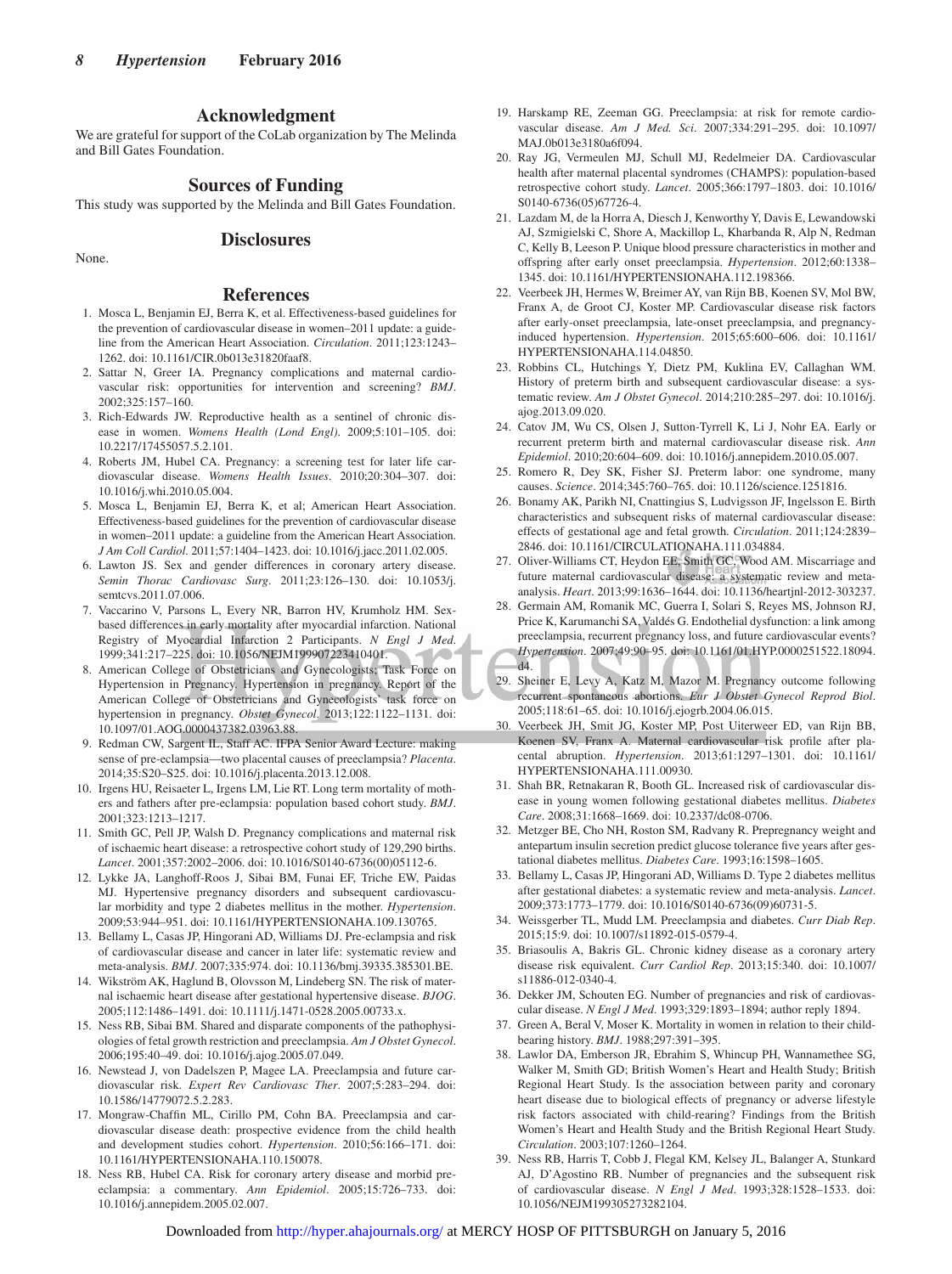## Acknowledgment

We are grateful for support of the CoLab organization by The Melinda and Bill Gates Foundation.

## Sources of Funding

This study was supported by the Melinda and Bill Gates Foundation.

## Disclosures

None.

## References

1. Mosca L, Benjamin EJ, Berra K, et al. Effectiveness-based guidelines for the prevention of cardiovascular disease in women–2011 update: a guideline from the American Heart Association. *Circulation*. 2011;123:1243–1262. doi: 10.1161/CIR.0b013e31820faaf8.
2. Sattar N, Greer IA. Pregnancy complications and maternal cardiovascular risk: opportunities for intervention and screening? *BMJ*. 2002;325:157–160.
3. Rich-Edwards JW. Reproductive health as a sentinel of chronic disease in women. *Womens Health (Lond Engl)*. 2009;5:101–105. doi: 10.2217/17455057.5.2.101.
4. Roberts JM, Hubel CA. Pregnancy: a screening test for later life cardiovascular disease. *Womens Health Issues*. 2010;20:304–307. doi: 10.1016/j.whi.2010.05.004.
5. Mosca L, Benjamin EJ, Berra K, et al; American Heart Association. Effectiveness-based guidelines for the prevention of cardiovascular disease in women–2011 update: a guideline from the American Heart Association. *J Am Coll Cardiol*. 2011;57:1404–1423. doi: 10.1016/j.jacc.2011.02.005.
6. Lawton JS. Sex and gender differences in coronary artery disease. *Semin Thorac Cardiovasc Surg*. 2011;23:126–130. doi: 10.1053/j.semtcvs.2011.07.006.
7. Vaccarino V, Parsons L, Every NR, Barron HV, Krumholz HM. Sex-based differences in early mortality after myocardial infarction. National Registry of Myocardial Infarction 2 Participants. *N Engl J Med*. 1999;341:217–225. doi: 10.1056/NEJM199907223410401.
8. American College of Obstetricians and Gynecologists; Task Force on Hypertension in Pregnancy. Hypertension in pregnancy. Report of the American College of Obstetricians and Gynecologists' task force on hypertension in pregnancy. *Obstet Gynecol*. 2013;122:1122–1131. doi: 10.1097/01.AOG.0000437382.03963.88.
9. Redman CW, Sargent IL, Staff AC. IFPA Senior Award Lecture: making sense of pre-eclampsia—two placental causes of preeclampsia? *Placenta*. 2014;35:S20–S25. doi: 10.1016/j.placenta.2013.12.008.
10. Irgens HU, Reisaeter L, Irgens LM, Lie RT. Long term mortality of mothers and fathers after pre-eclampsia: population based cohort study. *BMJ*. 2001;323:1213–1217.
11. Smith GC, Pell JP, Walsh D. Pregnancy complications and maternal risk of ischaemic heart disease: a retrospective cohort study of 129,290 births. *Lancet*. 2001;357:2002–2006. doi: 10.1016/S0140-6736(00)05112-6.
12. Lykke JA, Langhoff-Roos J, Sibai BM, Funai EF, Triche EW, Paidas MJ. Hypertensive pregnancy disorders and subsequent cardiovascular morbidity and type 2 diabetes mellitus in the mother. *Hypertension*. 2009;53:944–951. doi: 10.1161/HYPERTENSIONAHA.109.130765.
13. Bellamy L, Casas JP, Hingorani AD, Williams DJ. Pre-eclampsia and risk of cardiovascular disease and cancer in later life: systematic review and meta-analysis. *BMJ*. 2007;335:974. doi: 10.1136/bmj.39335.385301.BE.
14. Wikström AK, Haglund B, Olovsson M, Lindeberg SN. The risk of maternal ischaemic heart disease after gestational hypertensive disease. *BJOG*. 2005;112:1486–1491. doi: 10.1111/j.1471-0528.2005.00733.x.
15. Ness RB, Sibai BM. Shared and disparate components of the pathophysiologies of fetal growth restriction and preeclampsia. *Am J Obstet Gynecol*. 2006;195:40–49. doi: 10.1016/j.ajog.2005.07.049.
16. Newstead J, von Dadelszen P, Magee LA. Preeclampsia and future cardiovascular risk. *Expert Rev Cardiovasc Ther*. 2007;5:283–294. doi: 10.1586/14779072.5.2.283.
17. Mongraw-Chaffin ML, Cirillo PM, Cohn BA. Preeclampsia and cardiovascular disease death: prospective evidence from the child health and development studies cohort. *Hypertension*. 2010;56:166–171. doi: 10.1161/HYPERTENSIONAHA.110.150078.
18. Ness RB, Hubel CA. Risk for coronary artery disease and morbid preeclampsia: a commentary. *Ann Epidemiol*. 2005;15:726–733. doi: 10.1016/j.annepidem.2005.02.007.
19. Harskamp RE, Zeeman GG. Preeclampsia: at risk for remote cardiovascular disease. *Am J Med. Sci*. 2007;334:291–295. doi: 10.1097/MAJ.0b013e3180a6f094.
20. Ray JG, Vermeulen MJ, Schull MJ, Redelmeier DA. Cardiovascular health after maternal placental syndromes (CHAMPS): population-based retrospective cohort study. *Lancet*. 2005;366:1797–1803. doi: 10.1016/S0140-6736(05)67726-4.
21. Lazdam M, de la Horra A, Diesch J, Kenworthy Y, Davis E, Lewandowski AJ, Szmigielski C, Shore A, Mackillop L, Kharbanda R, Alp N, Redman C, Kelly B, Leeson P. Unique blood pressure characteristics in mother and offspring after early onset preeclampsia. *Hypertension*. 2012;60:1338–1345. doi: 10.1161/HYPERTENSIONAHA.112.198366.
22. Veerbeek JH, Hermes W, Breimer AY, van Rijn BB, Koenen SV, Mol BW, Franx A, de Groot CJ, Koster MP. Cardiovascular disease risk factors after early-onset preeclampsia, late-onset preeclampsia, and pregnancy-induced hypertension. *Hypertension*. 2015;65:600–606. doi: 10.1161/HYPERTENSIONAHA.114.04850.
23. Robbins CL, Hutchings Y, Dietz PM, Kuklina EV, Callaghan WM. History of preterm birth and subsequent cardiovascular disease: a systematic review. *Am J Obstet Gynecol*. 2014;210:285–297. doi: 10.1016/j.ajog.2013.09.020.
24. Catov JM, Wu CS, Olsen J, Sutton-Tyrrell K, Li J, Nohr EA. Early or recurrent preterm birth and maternal cardiovascular disease risk. *Ann Epidemiol*. 2010;20:604–609. doi: 10.1016/j.annepidem.2010.05.007.
25. Romero R, Dey SK, Fisher SJ. Preterm labor: one syndrome, many causes. *Science*. 2014;345:760–765. doi: 10.1126/science.1251816.
26. Bonamy AK, Parikh NI, Cnattingius S, Ludvigsson JF, Ingelsson E. Birth characteristics and subsequent risks of maternal cardiovascular disease: effects of gestational age and fetal growth. *Circulation*. 2011;124:2839–2846. doi: 10.1161/CIRCULATIONAHA.111.034884.
27. Oliver-Williams CT, Heydon EE, Smith GC, Wood AM. Miscarriage and future maternal cardiovascular disease: a systematic review and meta-analysis. *Heart*. 2013;99:1636–1644. doi: 10.1136/heartjnl-2012-303237.
28. Germain AM, Romanik MC, Guerra I, Solari S, Reyes MS, Johnson RJ, Price K, Karumanchi SA, Valdés G. Endothelial dysfunction: a link among preeclampsia, recurrent pregnancy loss, and future cardiovascular events? *Hypertension*. 2007;49:90–95. doi: 10.1161/01.HYP.0000251522.18094.d4.
29. Sheiner E, Levy A, Katz M, Mazor M. Pregnancy outcome following recurrent spontaneous abortions. *Eur J Obstet Gynecol Reprod Biol*. 2005;118:61–65. doi: 10.1016/j.ejogrb.2004.06.015.
30. Veerbeek JH, Smit JG, Koster MP, Post Uiterweer ED, van Rijn BB, Koenen SV, Franx A. Maternal cardiovascular risk profile after placental abruption. *Hypertension*. 2013;61:1297–1301. doi: 10.1161/HYPERTENSIONAHA.111.00930.
31. Shah BR, Retnakaran R, Booth GL. Increased risk of cardiovascular disease in young women following gestational diabetes mellitus. *Diabetes Care*. 2008;31:1668–1669. doi: 10.2337/dc08-0706.
32. Metzger BE, Cho NH, Roston SM, Radvany R. Prepregnancy weight and antepartum insulin secretion predict glucose tolerance five years after gestational diabetes mellitus. *Diabetes Care*. 1993;16:1598–1605.
33. Bellamy L, Casas JP, Hingorani AD, Williams D. Type 2 diabetes mellitus after gestational diabetes: a systematic review and meta-analysis. *Lancet*. 2009;373:1773–1779. doi: 10.1016/S0140-6736(09)60731-5.
34. Weissgerber TL, Mudd LM. Preeclampsia and diabetes. *Curr Diab Rep*. 2015;15:9. doi: 10.1007/s11892-015-0579-4.
35. Briasoulis A, Bakris GL. Chronic kidney disease as a coronary artery disease risk equivalent. *Curr Cardiol Rep*. 2013;15:340. doi: 10.1007/s11886-012-0340-4.
36. Dekker JM, Schouten EG. Number of pregnancies and risk of cardiovascular disease. *N Engl J Med*. 1993;329:1893–1894; author reply 1894.
37. Green A, Beral V, Moser K. Mortality in women in relation to their childbearing history. *BMJ*. 1988;297:391–395.
38. Lawlor DA, Emberson JR, Ebrahim S, Whincup PH, Wannamethee SG, Walker M, Smith GD; British Women's Heart and Health Study; British Regional Heart Study. Is the association between parity and coronary heart disease due to biological effects of pregnancy or adverse lifestyle risk factors associated with child-rearing? Findings from the British Women's Heart and Health Study and the British Regional Heart Study. *Circulation*. 2003;107:1260–1264.
39. Ness RB, Harris T, Cobb J, Flegal KM, Kelsey JL, Balanger A, Stunkard AJ, D'Agostino RB. Number of pregnancies and the subsequent risk of cardiovascular disease. *N Engl J Med*. 1993;328:1528–1533. doi: 10.1056/NEJM199305273282104.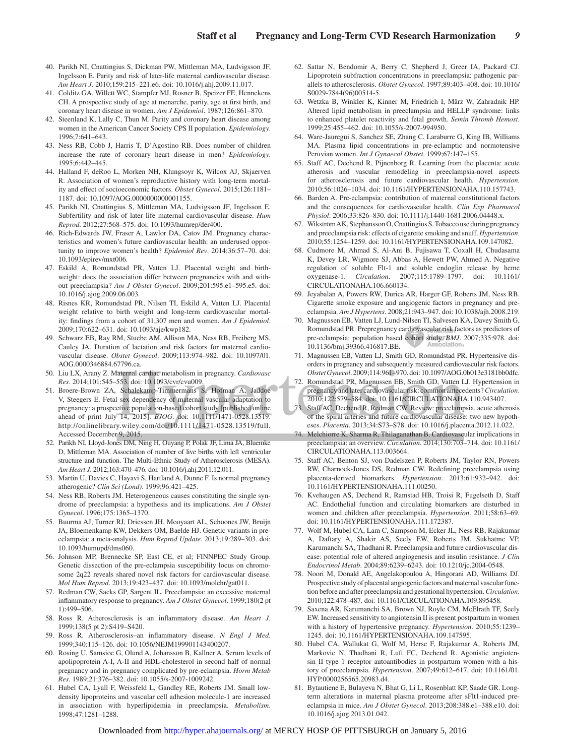40. Parikh NI, Cnattingius S, Dickman PW, Mittleman MA, Ludvigsson JF, Ingelsson E. Parity and risk of later-life maternal cardiovascular disease. *Am Heart J*. 2010;159:215–221.e6. doi: 10.1016/j.ahj.2009.11.017.
41. Colditz GA, Willett WC, Stampfer MJ, Rosner B, Speizer FE, Hennekens CH. A prospective study of age at menarche, parity, age at first birth, and coronary heart disease in women. *Am J Epidemiol*. 1987;126:861–870.
42. Steenland K, Lally C, Thun M. Parity and coronary heart disease among women in the American Cancer Society CPS II population. *Epidemiology*. 1996;7:641–643.
43. Ness RB, Cobb J, Harris T, D'Agostino RB. Does number of children increase the rate of coronary heart disease in men? *Epidemiology*. 1995;6:442–445.
44. Halland F, deRoo L, Morken NH, Klungsoyr K, Wilcox AJ, Skjaerven R. Association of women's reproductive history with long-term mortality and effect of socioeconomic factors. *Obstet Gynecol*. 2015;126:1181–1187. doi: 10.1097/AOG.0000000000001155.
45. Parikh NI, Cnattingius S, Mittleman MA, Ludvigsson JF, Ingelsson E. Subfertility and risk of later life maternal cardiovascular disease. *Hum Reprod*. 2012;27:568–575. doi: 10.1093/humrep/der400.
46. Rich-Edwards JW, Fraser A, Lawlor DA, Catov JM. Pregnancy characteristics and women's future cardiovascular health: an underused opportunity to improve women's health? *Epidemiol Rev*. 2014;36:57–70. doi: 10.1093/epirev/mxt006.
47. Eskild A, Romundstad PR, Vatten LJ. Placental weight and birthweight: does the association differ between pregnancies with and without preeclampsia? *Am J Obstet Gynecol*. 2009;201:595.e1–595.e5. doi: 10.1016/j.ajog.2009.06.003.
48. Risnes KR, Romundstad PR, Nilsen TI, Eskild A, Vatten LJ. Placental weight relative to birth weight and long-term cardiovascular mortality: findings from a cohort of 31,307 men and women. *Am J Epidemiol*. 2009;170:622–631. doi: 10.1093/aje/kwp182.
49. Schwarz EB, Ray RM, Stuebe AM, Allison MA, Ness RB, Freiberg MS, Cauley JA. Duration of lactation and risk factors for maternal cardiovascular disease. *Obstet Gynecol*. 2009;113:974–982. doi: 10.1097/01.AOG.0000346884.67796.ca.
50. Liu LX, Arany Z. Maternal cardiac metabolism in pregnancy. *Cardiovasc Res*. 2014;101:545–553. doi: 10.1093/cvr/cvu009.
51. Broere-Brown ZA, Schalekamp-Timmermans S, Hofman A, Jaddoe V, Steegers E. Fetal sex dependency of maternal vascular adaptation to pregnancy: a prospective population-based cohort study [published online ahead of print July 14, 2015]. *BJOG*. doi: 10.1111/1471-0528.13519. http://onlinelibrary.wiley.com/doi/10.1111/1471-0528.13519/full. Accessed December 9, 2015.
52. Parikh NI, Lloyd-Jones DM, Ning H, Ouyang P, Polak JF, Lima JA, Bluemke D, Mittleman MA. Association of number of live births with left ventricular structure and function. The Multi-Ethnic Study of Atherosclerosis (MESA). *Am Heart J*. 2012;163:470–476. doi: 10.1016/j.ahj.2011.12.011.
53. Martin U, Davies C, Hayavi S, Hartland A, Dunne F. Is normal pregnancy atherogenic? *Clin Sci (Lond)*. 1999;96:421–425.
54. Ness RB, Roberts JM. Heterogeneous causes constituting the single syndrome of preeclampsia: a hypothesis and its implications. *Am J Obstet Gynecol*. 1996;175:1365–1370.
55. Buurma AJ, Turner RJ, Driessen JH, Mooyaart AL, Schoones JW, Bruijn JA, Bloemenkamp KW, Dekkers OM, Baelde HJ. Genetic variants in preeclampsia: a meta-analysis. *Hum Reprod Update*. 2013;19:289–303. doi: 10.1093/humupd/dms060.
56. Johnson MP, Brennecke SP, East CE, et al; FINNPEC Study Group. Genetic dissection of the pre-eclampsia susceptibility locus on chromosome 2q22 reveals shared novel risk factors for cardiovascular disease. *Mol Hum Reprod*. 2013;19:423–437. doi: 10.1093/molehr/gat011.
57. Redman CW, Sacks GP, Sargent IL. Preeclampsia: an excessive maternal inflammatory response to pregnancy. *Am J Obstet Gynecol*. 1999;180(2 pt 1):499–506.
58. Ross R. Atherosclerosis is an inflammatory disease. *Am Heart J*. 1999;138(5 pt 2):S419–S420.
59. Ross R. Atherosclerosis–an inflammatory disease. *N Engl J Med*. 1999;340:115–126. doi: 10.1056/NEJM199901143400207.
60. Rosing U, Samsioe G, Olund A, Johansson B, Kallner A. Serum levels of apolipoprotein A-I, A-II and HDL-cholesterol in second half of normal pregnancy and in pregnancy complicated by pre-eclampsia. *Horm Metab Res*. 1989;21:376–382. doi: 10.1055/s-2007-1009242.
61. Hubel CA, Lyall F, Weissfeld L, Gandley RE, Roberts JM. Small low-density lipoproteins and vascular cell adhesion molecule-1 are increased in association with hyperlipidemia in preeclampsia. *Metabolism*. 1998;47:1281–1288.
62. Sattar N, Bendomir A, Berry C, Shepherd J, Greer IA, Packard CJ. Lipoprotein subfraction concentrations in preeclampsia: pathogenic parallels to atherosclerosis. *Obstet Gynecol*. 1997;89:403–408. doi: 10.1016/S0029-7844(96)00514-5.
63. Wetzka B, Winkler K, Kinner M, Friedrich I, März W, Zahradnik HP. Altered lipid metabolism in preeclampsia and HELLP syndrome: links to enhanced platelet reactivity and fetal growth. *Semin Thromb Hemost*. 1999;25:455–462. doi: 10.1055/s-2007-994950.
64. Ware-Jauregui S, Sanchez SE, Zhang C, Laraburre G, King IB, Williams MA. Plasma lipid concentrations in pre-eclamptic and normotensive Peruvian women. *Int J Gynaecol Obstet*. 1999;67:147–155.
65. Staff AC, Dechend R, Pijnenborg R. Learning from the placenta: acute atherosis and vascular remodeling in preeclampsia-novel aspects for atherosclerosis and future cardiovascular health. *Hypertension*. 2010;56:1026–1034. doi: 10.1161/HYPERTENSIONAHA.110.157743.
66. Barden A. Pre-eclampsia: contribution of maternal constitutional factors and the consequences for cardiovascular health. *Clin Exp Pharmacol Physiol*. 2006;33:826–830. doi: 10.1111/j.1440-1681.2006.04448.x.
67. Wikström AK, Stephansson O, Cnattingius S. Tobacco use during pregnancy and preeclampsia risk: effects of cigarette smoking and snuff. *Hypertension*. 2010;55:1254–1259. doi: 10.1161/HYPERTENSIONAHA.109.147082.
68. Cudmore M, Ahmad S, Al-Ani B, Fujisawa T, Coxall H, Chudasama K, Devey LR, Wigmore SJ, Abbas A, Hewett PW, Ahmed A. Negative regulation of soluble Flt-1 and soluble endoglin release by heme oxygenase-1. *Circulation*. 2007;115:1789–1797. doi: 10.1161/CIRCULATIONAHA.106.660134.
69. Jeyabalan A, Powers RW, Durica AR, Harger GF, Roberts JM, Ness RB. Cigarette smoke exposure and angiogenic factors in pregnancy and preeclampsia. *Am J Hypertens*. 2008;21:943–947. doi: 10.1038/ajh.2008.219.
70. Magnussen EB, Vatten LJ, Lund-Nilsen TI, Salvesen KA, Davey Smith G, Romundstad PR. Prepregnancy cardiovascular risk factors as predictors of pre-eclampsia: population based cohort study. *BMJ*. 2007;335:978. doi: 10.1136/bmj.39366.416817.BE.
71. Magnussen EB, Vatten LJ, Smith GD, Romundstad PR. Hypertensive disorders in pregnancy and subsequently measured cardiovascular risk factors. *Obstet Gynecol*. 2009;114:961–970. doi: 10.1097/AOG.0b013e3181bb0dfc.
72. Romundstad PR, Magnussen EB, Smith GD, Vatten LJ. Hypertension in pregnancy and later cardiovascular risk: common antecedents? *Circulation*. 2010;122:579–584. doi: 10.1161/CIRCULATIONAHA.110.943407.
73. Staff AC, Dechend R, Redman CW. Review: preeclampsia, acute atherosis of the spiral arteries and future cardiovascular disease: two new hypotheses. *Placenta*. 2013;34:S73–S78. doi: 10.1016/j.placenta.2012.11.022.
74. Melchiorre K, Sharma R, Thilaganathan B. Cardiovascular implications in preeclampsia: an overview. *Circulation*. 2014;130:703–714. doi: 10.1161/CIRCULATIONAHA.113.003664.
75. Staff AC, Benton SJ, von Dadelszen P, Roberts JM, Taylor RN, Powers RW, Charnock-Jones DS, Redman CW. Redefining preeclampsia using placenta-derived biomarkers. *Hypertension*. 2013;61:932–942. doi: 10.1161/HYPERTENSIONAHA.111.00250.
76. Kvehaugen AS, Dechend R, Ramstad HB, Troisi R, Fugelseth D, Staff AC. Endothelial function and circulating biomarkers are disturbed in women and children after preeclampsia. *Hypertension*. 2011;58:63–69. doi: 10.1161/HYPERTENSIONAHA.111.172387.
77. Wolf M, Hubel CA, Lam C, Sampson M, Ecker JL, Ness RB, Rajakumar A, Daftary A, Shakir AS, Seely EW, Roberts JM, Sukhatme VP, Karumanchi SA, Thadhani R. Preeclampsia and future cardiovascular disease: potential role of altered angiogenesis and insulin resistance. *J Clin Endocrinol Metab*. 2004;89:6239–6243. doi: 10.1210/jc.2004-0548.
78. Noori M, Donald AE, Angelakopoulou A, Hingorani AD, Williams DJ. Prospective study of placental angiogenic factors and maternal vascular function before and after preeclampsia and gestational hypertension. *Circulation*. 2010;122:478–487. doi: 10.1161/CIRCULATIONAHA.109.895458.
79. Saxena AR, Karumanchi SA, Brown NJ, Royle CM, McElrath TF, Seely EW. Increased sensitivity to angiotensin II is present postpartum in women with a history of hypertensive pregnancy. *Hypertension*. 2010;55:1239–1245. doi: 10.1161/HYPERTENSIONAHA.109.147595.
80. Hubel CA, Wallukat G, Wolf M, Herse F, Rajakumar A, Roberts JM, Markovic N, Thadhani R, Luft FC, Dechend R. Agonistic angiotensin II type 1 receptor autoantibodies in postpartum women with a history of preeclampsia. *Hypertension*. 2007;49:612–617. doi: 10.1161/01.HYP.0000256565.20983.d4.
81. Bytautiene E, Bulayeva N, Bhat G, Li L, Rosenblatt KP, Saade GR. Long-term alterations in maternal plasma proteome after sFlt1-induced preeclampsia in mice. *Am J Obstet Gynecol*. 2013;208:388.e1–388.e10. doi: 10.1016/j.ajog.2013.01.042.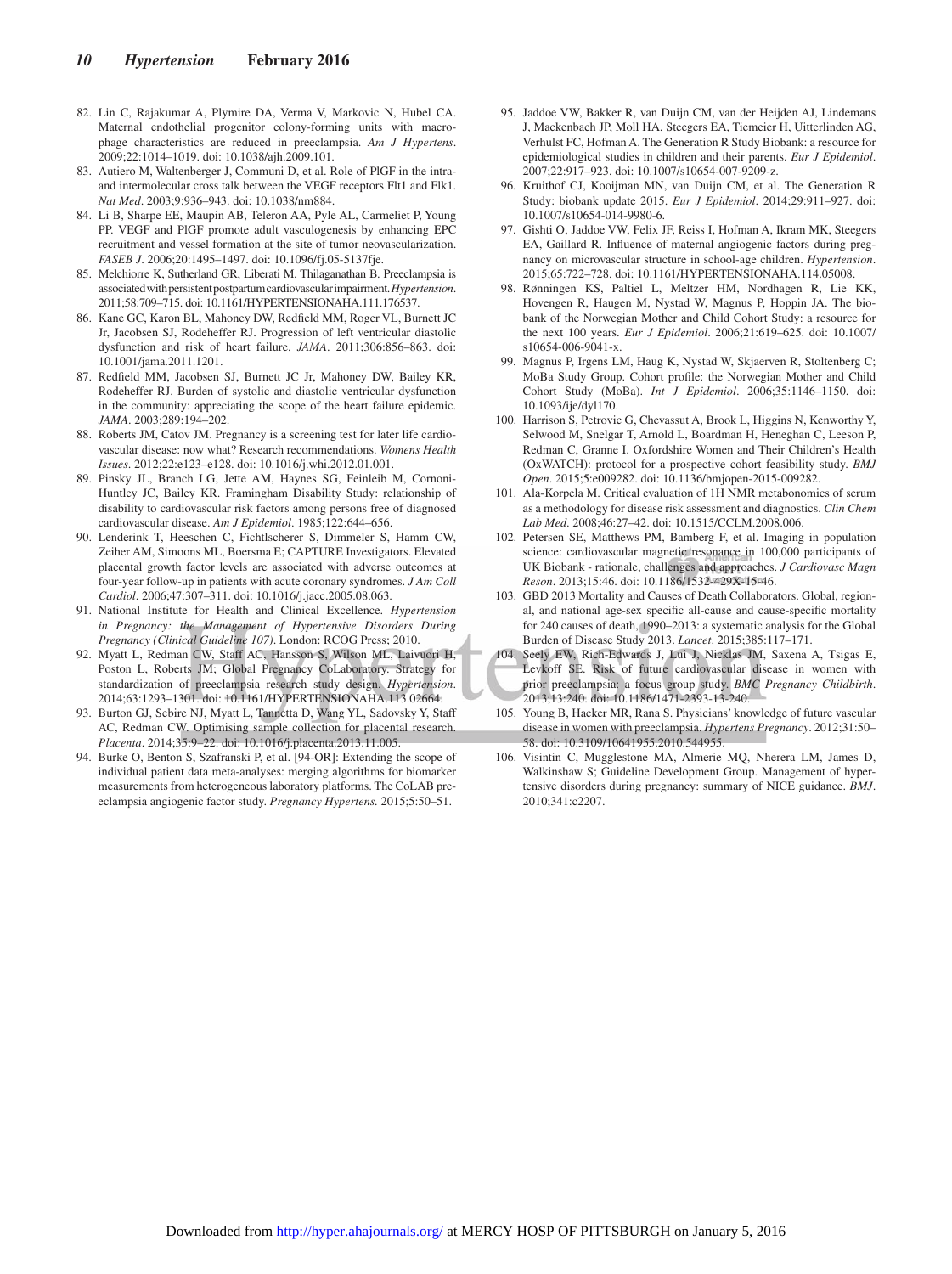82. Lin C, Rajakumar A, Plymire DA, Verma V, Markovic N, Hubel CA. Maternal endothelial progenitor colony-forming units with macrophage characteristics are reduced in preeclampsia. *Am J Hypertens*. 2009;22:1014–1019. doi: 10.1038/ajh.2009.101.
83. Autiero M, Waltenberger J, Communi D, et al. Role of PlGF in the intra- and intermolecular cross talk between the VEGF receptors Flt1 and Flk1. *Nat Med*. 2003;9:936–943. doi: 10.1038/nm884.
84. Li B, Sharpe EE, Maupin AB, Teleron AA, Pyle AL, Carmeliet P, Young PP. VEGF and PlGF promote adult vasculogenesis by enhancing EPC recruitment and vessel formation at the site of tumor neovascularization. *FASEB J*. 2006;20:1495–1497. doi: 10.1096/fj.05-5137fje.
85. Melchiorre K, Sutherland GR, Liberati M, Thilaganathan B. Preeclampsia is associated with persistent postpartum cardiovascular impairment. *Hypertension*. 2011;58:709–715. doi: 10.1161/HYPERTENSIONAHA.111.176537.
86. Kane GC, Karon BL, Mahoney DW, Redfield MM, Roger VL, Burnett JC Jr, Jacobsen SJ, Rodeheffer RJ. Progression of left ventricular diastolic dysfunction and risk of heart failure. *JAMA*. 2011;306:856–863. doi: 10.1001/jama.2011.1201.
87. Redfield MM, Jacobsen SJ, Burnett JC Jr, Mahoney DW, Bailey KR, Rodeheffer RJ. Burden of systolic and diastolic ventricular dysfunction in the community: appreciating the scope of the heart failure epidemic. *JAMA*. 2003;289:194–202.
88. Roberts JM, Catov JM. Pregnancy is a screening test for later life cardiovascular disease: now what? Research recommendations. *Womens Health Issues*. 2012;22:e123–e128. doi: 10.1016/j.whi.2012.01.001.
89. Pinsky JL, Branch LG, Jette AM, Haynes SG, Feinleib M, Cornoni-Huntley JC, Bailey KR. Framingham Disability Study: relationship of disability to cardiovascular risk factors among persons free of diagnosed cardiovascular disease. *Am J Epidemiol*. 1985;122:644–656.
90. Lenderink T, Heeschen C, Fichtlscherer S, Dimmeler S, Hamm CW, Zeiher AM, Simoons ML, Boersma E; CAPTURE Investigators. Elevated placental growth factor levels are associated with adverse outcomes at four-year follow-up in patients with acute coronary syndromes. *J Am Coll Cardiol*. 2006;47:307–311. doi: 10.1016/j.jacc.2005.08.063.
91. National Institute for Health and Clinical Excellence. *Hypertension in Pregnancy: the Management of Hypertensive Disorders During Pregnancy (Clinical Guideline 107)*. London: RCOG Press; 2010.
92. Myatt L, Redman CW, Staff AC, Hansson S, Wilson ML, Laivuori H, Poston L, Roberts JM; Global Pregnancy CoLaboratory. Strategy for standardization of preeclampsia research study design. *Hypertension*. 2014;63:1293–1301. doi: 10.1161/HYPERTENSIONAHA.113.02664.
93. Burton GJ, Sebire NJ, Myatt L, Tannetta D, Wang YL, Sadovsky Y, Staff AC, Redman CW. Optimising sample collection for placental research. *Placenta*. 2014;35:9–22. doi: 10.1016/j.placenta.2013.11.005.
94. Burke O, Benton S, Szafranski P, et al. [94-OR]: Extending the scope of individual patient data meta-analyses: merging algorithms for biomarker measurements from heterogeneous laboratory platforms. The CoLAB preeclampsia angiogenic factor study. *Pregnancy Hypertens.* 2015;5:50–51.
95. Jaddoe VW, Bakker R, van Duijn CM, van der Heijden AJ, Lindemans J, Mackenbach JP, Moll HA, Steegers EA, Tiemeier H, Uitterlinden AG, Verhulst FC, Hofman A. The Generation R Study Biobank: a resource for epidemiological studies in children and their parents. *Eur J Epidemiol*. 2007;22:917–923. doi: 10.1007/s10654-007-9209-z.
96. Kruithof CJ, Kooijman MN, van Duijn CM, et al. The Generation R Study: biobank update 2015. *Eur J Epidemiol*. 2014;29:911–927. doi: 10.1007/s10654-014-9980-6.
97. Gishti O, Jaddoe VW, Felix JF, Reiss I, Hofman A, Ikram MK, Steegers EA, Gaillard R. Influence of maternal angiogenic factors during pregnancy on microvascular structure in school-age children. *Hypertension*. 2015;65:722–728. doi: 10.1161/HYPERTENSIONAHA.114.05008.
98. Rønningen KS, Paltiel L, Meltzer HM, Nordhagen R, Lie KK, Hovengen R, Haugen M, Nystad W, Magnus P, Hoppin JA. The biobank of the Norwegian Mother and Child Cohort Study: a resource for the next 100 years. *Eur J Epidemiol*. 2006;21:619–625. doi: 10.1007/s10654-006-9041-x.
99. Magnus P, Irgens LM, Haug K, Nystad W, Skjaerven R, Stoltenberg C; MoBa Study Group. Cohort profile: the Norwegian Mother and Child Cohort Study (MoBa). *Int J Epidemiol*. 2006;35:1146–1150. doi: 10.1093/ije/dyl170.
100. Harrison S, Petrovic G, Chevassut A, Brook L, Higgins N, Kenworthy Y, Selwood M, Snelgar T, Arnold L, Boardman H, Heneghan C, Leeson P, Redman C, Granne I. Oxfordshire Women and Their Children's Health (OxWATCH): protocol for a prospective cohort feasibility study. *BMJ Open*. 2015;5:e009282. doi: 10.1136/bmjopen-2015-009282.
101. Ala-Korpela M. Critical evaluation of 1H NMR metabonomics of serum as a methodology for disease risk assessment and diagnostics. *Clin Chem Lab Med*. 2008;46:27–42. doi: 10.1515/CCLM.2008.006.
102. Petersen SE, Matthews PM, Bamberg F, et al. Imaging in population science: cardiovascular magnetic resonance in 100,000 participants of UK Biobank - rationale, challenges and approaches. *J Cardiovasc Magn Reson*. 2013;15:46. doi: 10.1186/1532-429X-15-46.
103. GBD 2013 Mortality and Causes of Death Collaborators. Global, regional, and national age-sex specific all-cause and cause-specific mortality for 240 causes of death, 1990–2013: a systematic analysis for the Global Burden of Disease Study 2013. *Lancet*. 2015;385:117–171.
104. Seely EW, Rich-Edwards J, Lui J, Nicklas JM, Saxena A, Tsigas E, Levkoff SE. Risk of future cardiovascular disease in women with prior preeclampsia: a focus group study. *BMC Pregnancy Childbirth*. 2013;13:240. doi: 10.1186/1471-2393-13-240.
105. Young B, Hacker MR, Rana S. Physicians' knowledge of future vascular disease in women with preeclampsia. *Hypertens Pregnancy*. 2012;31:50–58. doi: 10.3109/10641955.2010.544955.
106. Visintin C, Mugglestone MA, Almerie MQ, Nherera LM, James D, Walkinshaw S; Guideline Development Group. Management of hypertensive disorders during pregnancy: summary of NICE guidance. *BMJ*. 2010;341:c2207.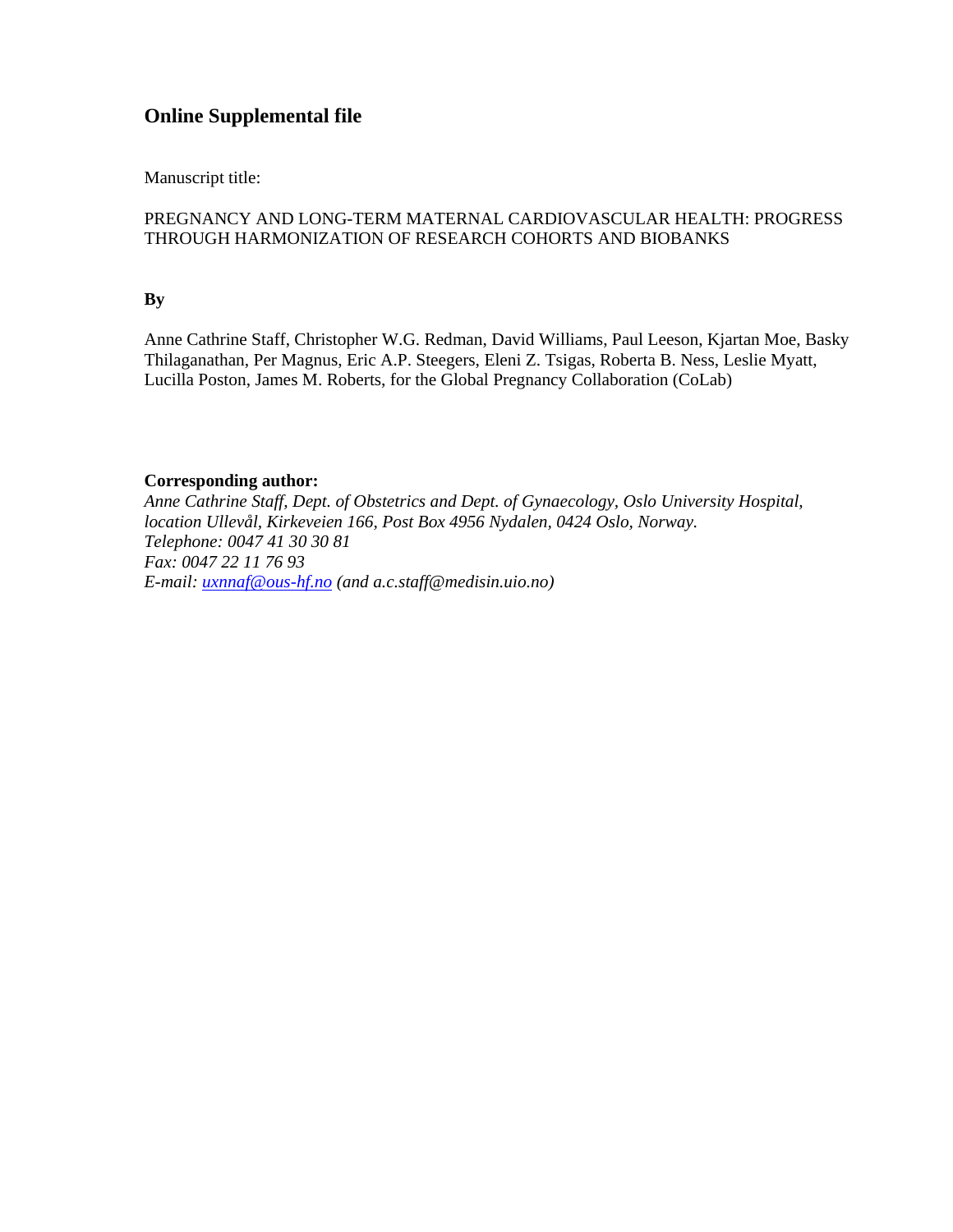# Online Supplemental file

Manuscript title:

PREGNANCY AND LONG-TERM MATERNAL CARDIOVASCULAR HEALTH: PROGRESS THROUGH HARMONIZATION OF RESEARCH COHORTS AND BIOBANKS

**By**

Anne Cathrine Staff, Christopher W.G. Redman, David Williams, Paul Leeson, Kjartan Moe, Basky Thilaganathan, Per Magnus, Eric A.P. Steegers, Eleni Z. Tsigas, Roberta B. Ness, Leslie Myatt, Lucilla Poston, James M. Roberts, for the Global Pregnancy Collaboration (CoLab)

**Corresponding author:**

*Anne Cathrine Staff, Dept. of Obstetrics and Dept. of Gynaecology, Oslo University Hospital, location Ullevål, Kirkeveien 166, Post Box 4956 Nydalen, 0424 Oslo, Norway.*
*Telephone: 0047 41 30 30 81*
*Fax: 0047 22 11 76 93*
*E-mail: uxnnaf@ous-hf.no (and a.c.staff@medisin.uio.no)*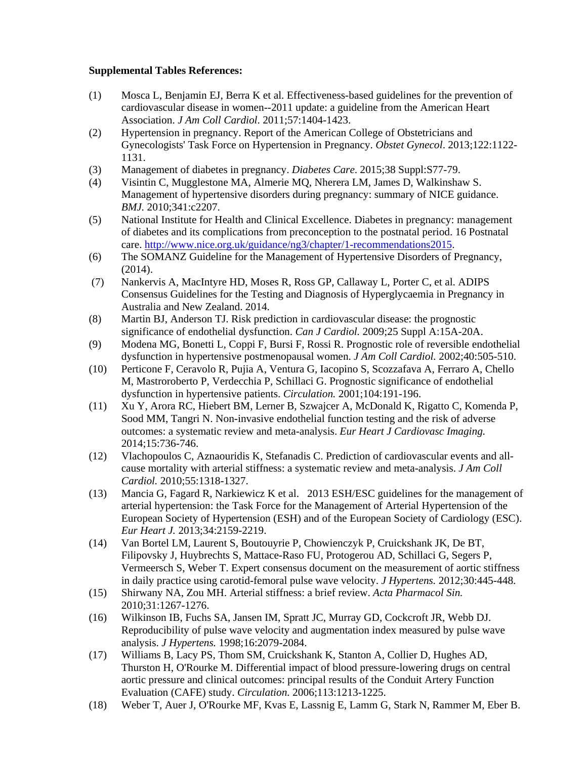**Supplemental Tables References:**

(1) Mosca L, Benjamin EJ, Berra K et al. Effectiveness-based guidelines for the prevention of cardiovascular disease in women--2011 update: a guideline from the American Heart Association. *J Am Coll Cardiol*. 2011;57:1404-1423.

(2) Hypertension in pregnancy. Report of the American College of Obstetricians and Gynecologists' Task Force on Hypertension in Pregnancy. *Obstet Gynecol*. 2013;122:1122-1131.

(3) Management of diabetes in pregnancy. *Diabetes Care*. 2015;38 Suppl:S77-79.

(4) Visintin C, Mugglestone MA, Almerie MQ, Nherera LM, James D, Walkinshaw S. Management of hypertensive disorders during pregnancy: summary of NICE guidance. *BMJ.* 2010;341:c2207.

(5) National Institute for Health and Clinical Excellence. Diabetes in pregnancy: management of diabetes and its complications from preconception to the postnatal period. 16 Postnatal care. http://www.nice.org.uk/guidance/ng3/chapter/1-recommendations2015.

(6) The SOMANZ Guideline for the Management of Hypertensive Disorders of Pregnancy, (2014).

(7) Nankervis A, MacIntyre HD, Moses R, Ross GP, Callaway L, Porter C, et al. ADIPS Consensus Guidelines for the Testing and Diagnosis of Hyperglycaemia in Pregnancy in Australia and New Zealand. 2014.

(8) Martin BJ, Anderson TJ. Risk prediction in cardiovascular disease: the prognostic significance of endothelial dysfunction. *Can J Cardiol.* 2009;25 Suppl A:15A-20A.

(9) Modena MG, Bonetti L, Coppi F, Bursi F, Rossi R. Prognostic role of reversible endothelial dysfunction in hypertensive postmenopausal women. *J Am Coll Cardiol.* 2002;40:505-510.

(10) Perticone F, Ceravolo R, Pujia A, Ventura G, Iacopino S, Scozzafava A, Ferraro A, Chello M, Mastroroberto P, Verdecchia P, Schillaci G. Prognostic significance of endothelial dysfunction in hypertensive patients. *Circulation.* 2001;104:191-196.

(11) Xu Y, Arora RC, Hiebert BM, Lerner B, Szwajcer A, McDonald K, Rigatto C, Komenda P, Sood MM, Tangri N. Non-invasive endothelial function testing and the risk of adverse outcomes: a systematic review and meta-analysis. *Eur Heart J Cardiovasc Imaging.* 2014;15:736-746.

(12) Vlachopoulos C, Aznaouridis K, Stefanadis C. Prediction of cardiovascular events and all-cause mortality with arterial stiffness: a systematic review and meta-analysis. *J Am Coll Cardiol.* 2010;55:1318-1327.

(13) Mancia G, Fagard R, Narkiewicz K et al. 2013 ESH/ESC guidelines for the management of arterial hypertension: the Task Force for the Management of Arterial Hypertension of the European Society of Hypertension (ESH) and of the European Society of Cardiology (ESC). *Eur Heart J.* 2013;34:2159-2219.

(14) Van Bortel LM, Laurent S, Boutouyrie P, Chowienczyk P, Cruickshank JK, De BT, Filipovsky J, Huybrechts S, Mattace-Raso FU, Protogerou AD, Schillaci G, Segers P, Vermeersch S, Weber T. Expert consensus document on the measurement of aortic stiffness in daily practice using carotid-femoral pulse wave velocity. *J Hypertens.* 2012;30:445-448.

(15) Shirwany NA, Zou MH. Arterial stiffness: a brief review. *Acta Pharmacol Sin.* 2010;31:1267-1276.

(16) Wilkinson IB, Fuchs SA, Jansen IM, Spratt JC, Murray GD, Cockcroft JR, Webb DJ. Reproducibility of pulse wave velocity and augmentation index measured by pulse wave analysis. *J Hypertens.* 1998;16:2079-2084.

(17) Williams B, Lacy PS, Thom SM, Cruickshank K, Stanton A, Collier D, Hughes AD, Thurston H, O'Rourke M. Differential impact of blood pressure-lowering drugs on central aortic pressure and clinical outcomes: principal results of the Conduit Artery Function Evaluation (CAFE) study. *Circulation.* 2006;113:1213-1225.

(18) Weber T, Auer J, O'Rourke MF, Kvas E, Lassnig E, Lamm G, Stark N, Rammer M, Eber B.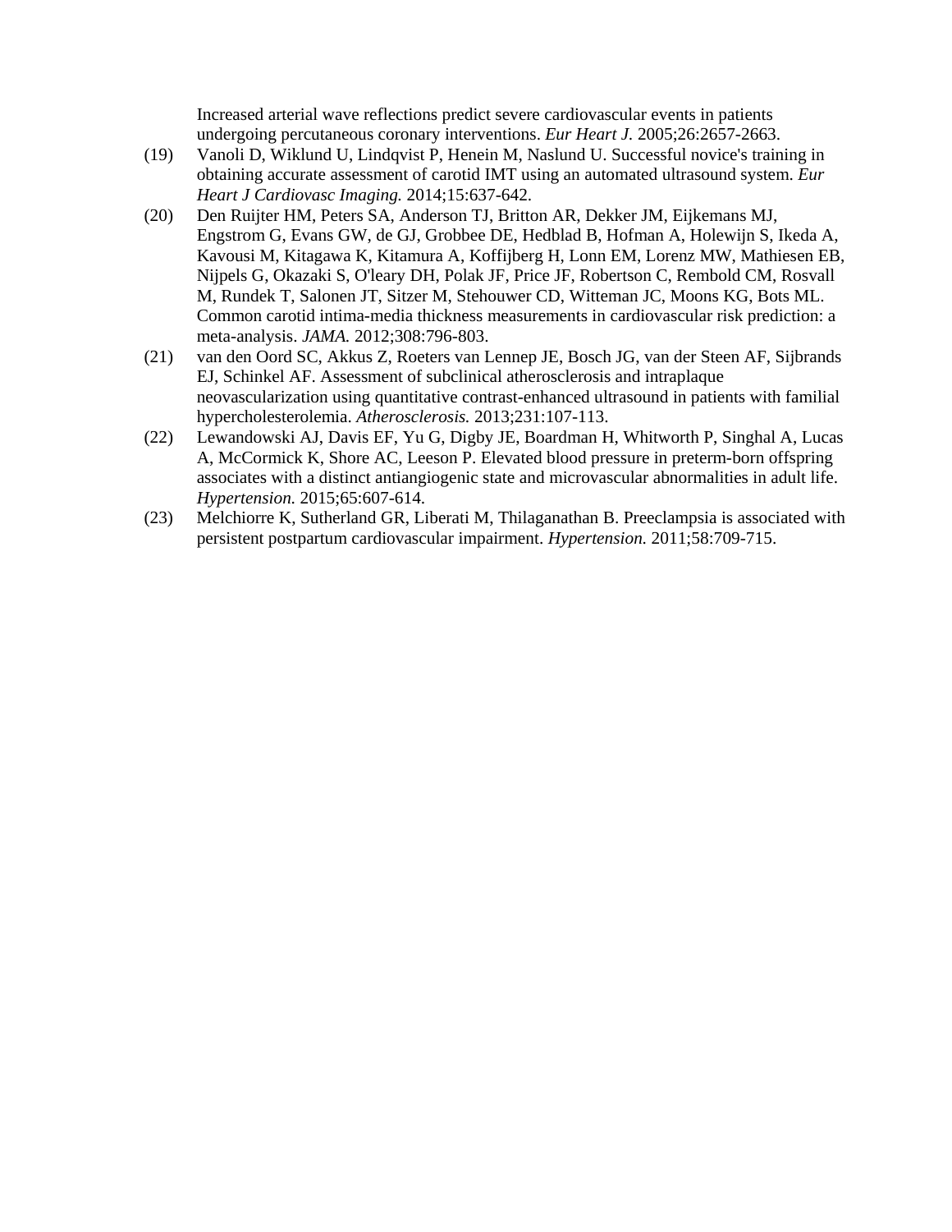Increased arterial wave reflections predict severe cardiovascular events in patients undergoing percutaneous coronary interventions. *Eur Heart J.* 2005;26:2657-2663.

(19) Vanoli D, Wiklund U, Lindqvist P, Henein M, Naslund U. Successful novice's training in obtaining accurate assessment of carotid IMT using an automated ultrasound system. *Eur Heart J Cardiovasc Imaging.* 2014;15:637-642.

(20) Den Ruijter HM, Peters SA, Anderson TJ, Britton AR, Dekker JM, Eijkemans MJ, Engstrom G, Evans GW, de GJ, Grobbee DE, Hedblad B, Hofman A, Holewijn S, Ikeda A, Kavousi M, Kitagawa K, Kitamura A, Koffijberg H, Lonn EM, Lorenz MW, Mathiesen EB, Nijpels G, Okazaki S, O'leary DH, Polak JF, Price JF, Robertson C, Rembold CM, Rosvall M, Rundek T, Salonen JT, Sitzer M, Stehouwer CD, Witteman JC, Moons KG, Bots ML. Common carotid intima-media thickness measurements in cardiovascular risk prediction: a meta-analysis. *JAMA.* 2012;308:796-803.

(21) van den Oord SC, Akkus Z, Roeters van Lennep JE, Bosch JG, van der Steen AF, Sijbrands EJ, Schinkel AF. Assessment of subclinical atherosclerosis and intraplaque neovascularization using quantitative contrast-enhanced ultrasound in patients with familial hypercholesterolemia. *Atherosclerosis.* 2013;231:107-113.

(22) Lewandowski AJ, Davis EF, Yu G, Digby JE, Boardman H, Whitworth P, Singhal A, Lucas A, McCormick K, Shore AC, Leeson P. Elevated blood pressure in preterm-born offspring associates with a distinct antiangiogenic state and microvascular abnormalities in adult life. *Hypertension.* 2015;65:607-614.

(23) Melchiorre K, Sutherland GR, Liberati M, Thilaganathan B. Preeclampsia is associated with persistent postpartum cardiovascular impairment. *Hypertension.* 2011;58:709-715.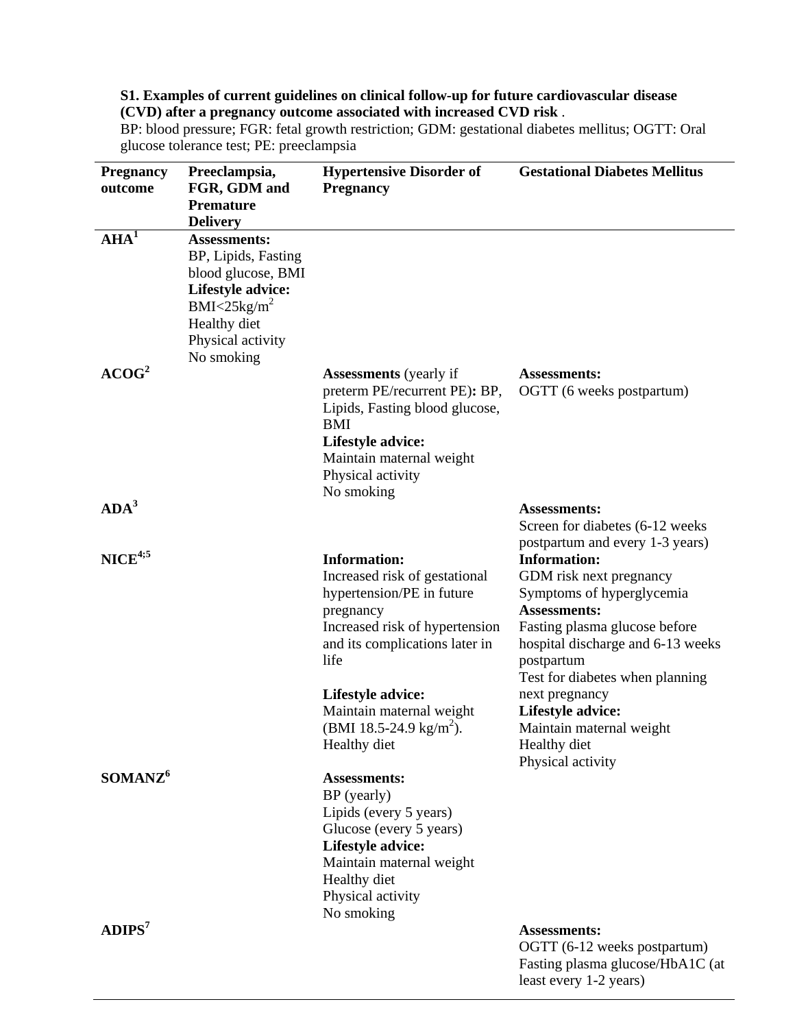**S1. Examples of current guidelines on clinical follow-up for future cardiovascular disease (CVD) after a pregnancy outcome associated with increased CVD risk** .

BP: blood pressure; FGR: fetal growth restriction; GDM: gestational diabetes mellitus; OGTT: Oral glucose tolerance test; PE: preeclampsia

| Pregnancy outcome | Preeclampsia, FGR, GDM and Premature Delivery | Hypertensive Disorder of Pregnancy | Gestational Diabetes Mellitus |
|---|---|---|---|
| **AHA**[1] | **Assessments:**<br>BP, Lipids, Fasting blood glucose, BMI<br>**Lifestyle advice:**<br>BMI<25kg/m$^2$<br>Healthy diet<br>Physical activity<br>No smoking | | |
| **ACOG**[2] | | **Assessments** (yearly if preterm PE/recurrent PE)**:** BP, Lipids, Fasting blood glucose, BMI<br>**Lifestyle advice:**<br>Maintain maternal weight<br>Physical activity<br>No smoking | **Assessments:**<br>OGTT (6 weeks postpartum) |
| **ADA**[3] | | | **Assessments:**<br>Screen for diabetes (6-12 weeks postpartum and every 1-3 years) |
| **NICE**[4;5] | | **Information:**<br>Increased risk of gestational hypertension/PE in future pregnancy<br>Increased risk of hypertension and its complications later in life<br><br>**Lifestyle advice:**<br>Maintain maternal weight (BMI 18.5-24.9 kg/m$^2$).<br>Healthy diet | **Information:**<br>GDM risk next pregnancy<br>Symptoms of hyperglycemia<br>**Assessments:**<br>Fasting plasma glucose before hospital discharge and 6-13 weeks postpartum<br>Test for diabetes when planning next pregnancy<br>**Lifestyle advice:**<br>Maintain maternal weight<br>Healthy diet<br>Physical activity |
| **SOMANZ**[6] | | **Assessments:**<br>BP (yearly)<br>Lipids (every 5 years)<br>Glucose (every 5 years)<br>**Lifestyle advice:**<br>Maintain maternal weight<br>Healthy diet<br>Physical activity<br>No smoking | |
| **ADIPS**[7] | | | **Assessments:**<br>OGTT (6-12 weeks postpartum)<br>Fasting plasma glucose/HbA1C (at least every 1-2 years) |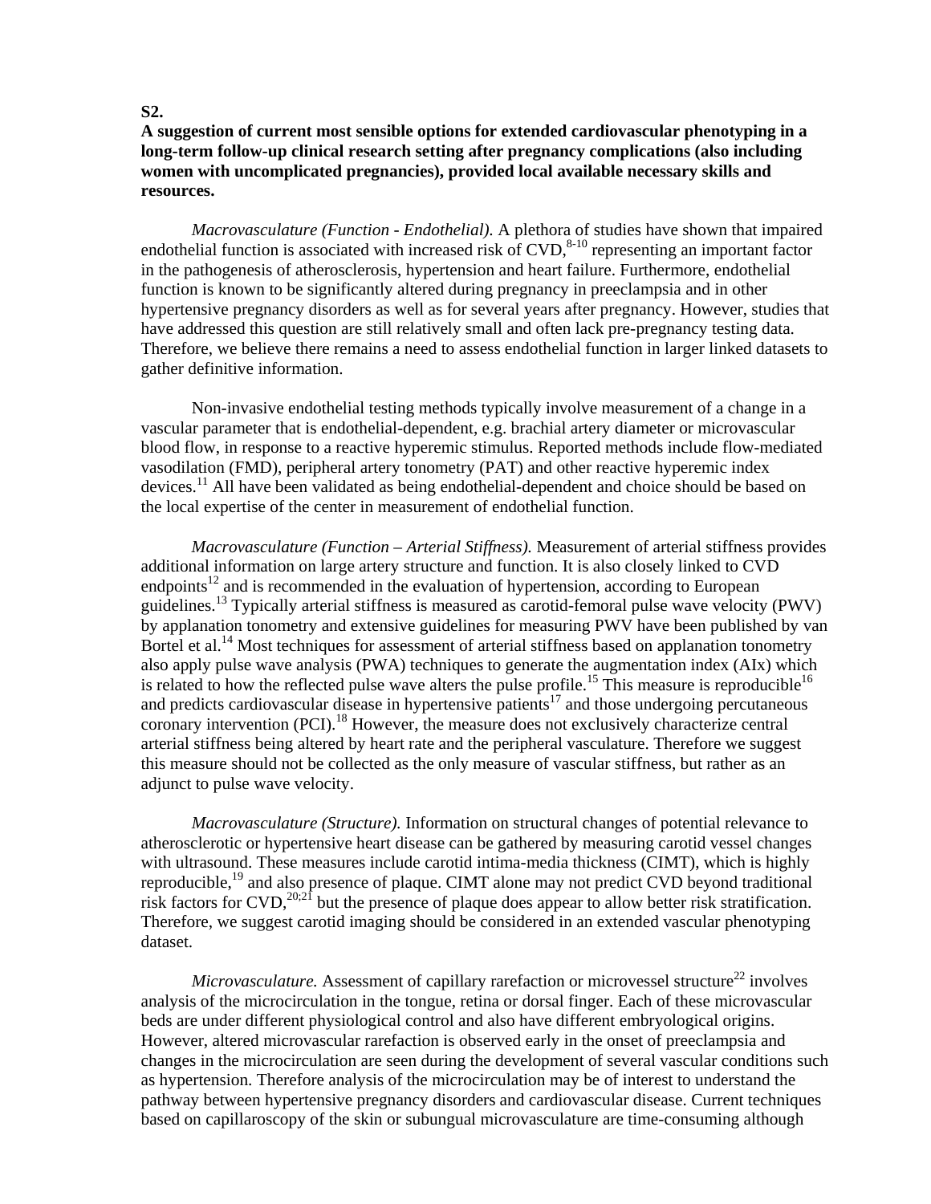**S2.**

**A suggestion of current most sensible options for extended cardiovascular phenotyping in a long-term follow-up clinical research setting after pregnancy complications (also including women with uncomplicated pregnancies), provided local available necessary skills and resources.**

*Macrovasculature (Function - Endothelial).* A plethora of studies have shown that impaired endothelial function is associated with increased risk of CVD,[8-10] representing an important factor in the pathogenesis of atherosclerosis, hypertension and heart failure. Furthermore, endothelial function is known to be significantly altered during pregnancy in preeclampsia and in other hypertensive pregnancy disorders as well as for several years after pregnancy. However, studies that have addressed this question are still relatively small and often lack pre-pregnancy testing data. Therefore, we believe there remains a need to assess endothelial function in larger linked datasets to gather definitive information.

Non-invasive endothelial testing methods typically involve measurement of a change in a vascular parameter that is endothelial-dependent, e.g. brachial artery diameter or microvascular blood flow, in response to a reactive hyperemic stimulus. Reported methods include flow-mediated vasodilation (FMD), peripheral artery tonometry (PAT) and other reactive hyperemic index devices.[11] All have been validated as being endothelial-dependent and choice should be based on the local expertise of the center in measurement of endothelial function.

*Macrovasculature (Function – Arterial Stiffness).* Measurement of arterial stiffness provides additional information on large artery structure and function. It is also closely linked to CVD endpoints[12] and is recommended in the evaluation of hypertension, according to European guidelines.[13] Typically arterial stiffness is measured as carotid-femoral pulse wave velocity (PWV) by applanation tonometry and extensive guidelines for measuring PWV have been published by van Bortel et al.[14] Most techniques for assessment of arterial stiffness based on applanation tonometry also apply pulse wave analysis (PWA) techniques to generate the augmentation index (AIx) which is related to how the reflected pulse wave alters the pulse profile.[15] This measure is reproducible[16] and predicts cardiovascular disease in hypertensive patients[17] and those undergoing percutaneous coronary intervention (PCI).[18] However, the measure does not exclusively characterize central arterial stiffness being altered by heart rate and the peripheral vasculature. Therefore we suggest this measure should not be collected as the only measure of vascular stiffness, but rather as an adjunct to pulse wave velocity.

*Macrovasculature (Structure).* Information on structural changes of potential relevance to atherosclerotic or hypertensive heart disease can be gathered by measuring carotid vessel changes with ultrasound. These measures include carotid intima-media thickness (CIMT), which is highly reproducible,[19] and also presence of plaque. CIMT alone may not predict CVD beyond traditional risk factors for CVD,[20;21] but the presence of plaque does appear to allow better risk stratification. Therefore, we suggest carotid imaging should be considered in an extended vascular phenotyping dataset.

*Microvasculature.* Assessment of capillary rarefaction or microvessel structure[22] involves analysis of the microcirculation in the tongue, retina or dorsal finger. Each of these microvascular beds are under different physiological control and also have different embryological origins. However, altered microvascular rarefaction is observed early in the onset of preeclampsia and changes in the microcirculation are seen during the development of several vascular conditions such as hypertension. Therefore analysis of the microcirculation may be of interest to understand the pathway between hypertensive pregnancy disorders and cardiovascular disease. Current techniques based on capillaroscopy of the skin or subungual microvasculature are time-consuming although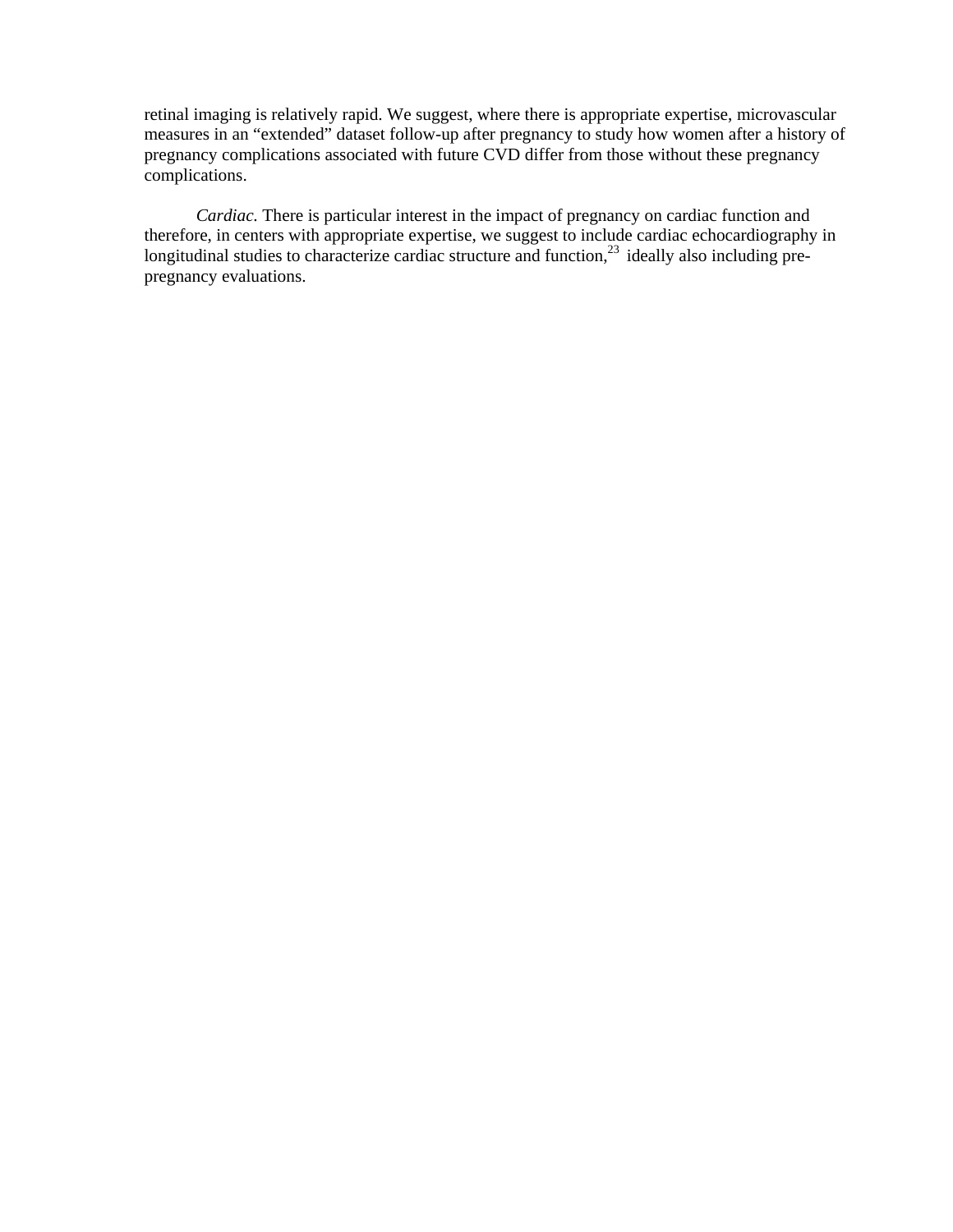retinal imaging is relatively rapid. We suggest, where there is appropriate expertise, microvascular measures in an "extended" dataset follow-up after pregnancy to study how women after a history of pregnancy complications associated with future CVD differ from those without these pregnancy complications.

*Cardiac*. There is particular interest in the impact of pregnancy on cardiac function and therefore, in centers with appropriate expertise, we suggest to include cardiac echocardiography in longitudinal studies to characterize cardiac structure and function,[23] ideally also including pre-pregnancy evaluations.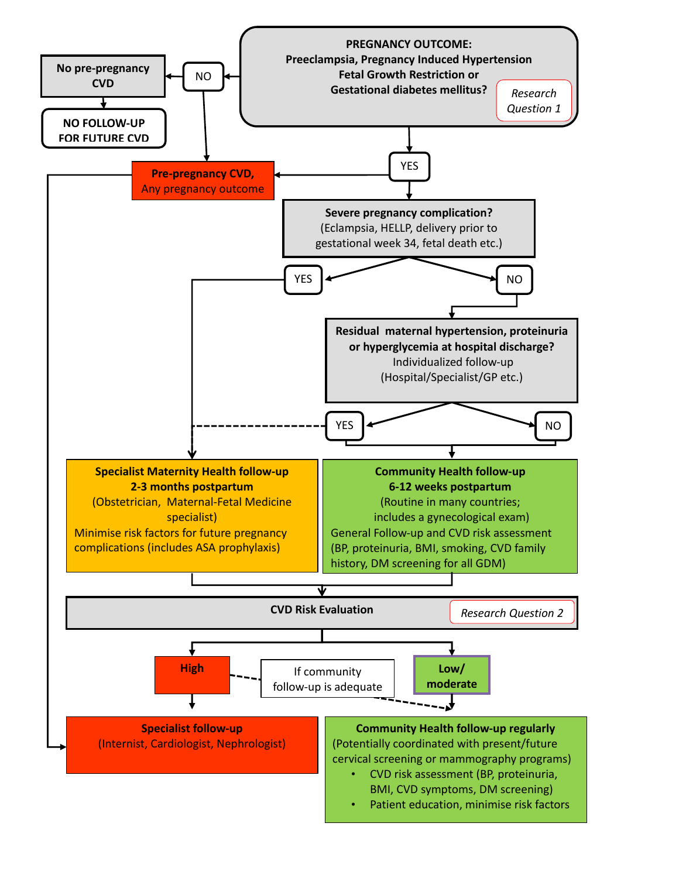**PREGNANCY OUTCOME:**
**Preeclampsia, Pregnancy Induced Hypertension**
**Fetal Growth Restriction or**
**Gestational diabetes mellitus?**

*Research Question 1*

NO

**No pre-pregnancy CVD**

**NO FOLLOW-UP FOR FUTURE CVD**

YES

**Pre-pregnancy CVD,**
Any pregnancy outcome

**Severe pregnancy complication?**
(Eclampsia, HELLP, delivery prior to gestational week 34, fetal death etc.)

YES

NO

**Residual maternal hypertension, proteinuria or hyperglycemia at hospital discharge?**
Individualized follow-up
(Hospital/Specialist/GP etc.)

YES

NO

**Specialist Maternity Health follow-up**
**2-3 months postpartum**
(Obstetrician, Maternal-Fetal Medicine specialist)
Minimise risk factors for future pregnancy complications (includes ASA prophylaxis)

**Community Health follow-up**
**6-12 weeks postpartum**
(Routine in many countries; includes a gynecological exam)
General Follow-up and CVD risk assessment (BP, proteinuria, BMI, smoking, CVD family history, DM screening for all GDM)

**CVD Risk Evaluation**

*Research Question 2*

**High**

If community follow-up is adequate

**Low/ moderate**

**Specialist follow-up**
(Internist, Cardiologist, Nephrologist)

**Community Health follow-up regularly**
(Potentially coordinated with present/future cervical screening or mammography programs)

- CVD risk assessment (BP, proteinuria, BMI, CVD symptoms, DM screening)
- Patient education, minimise risk factors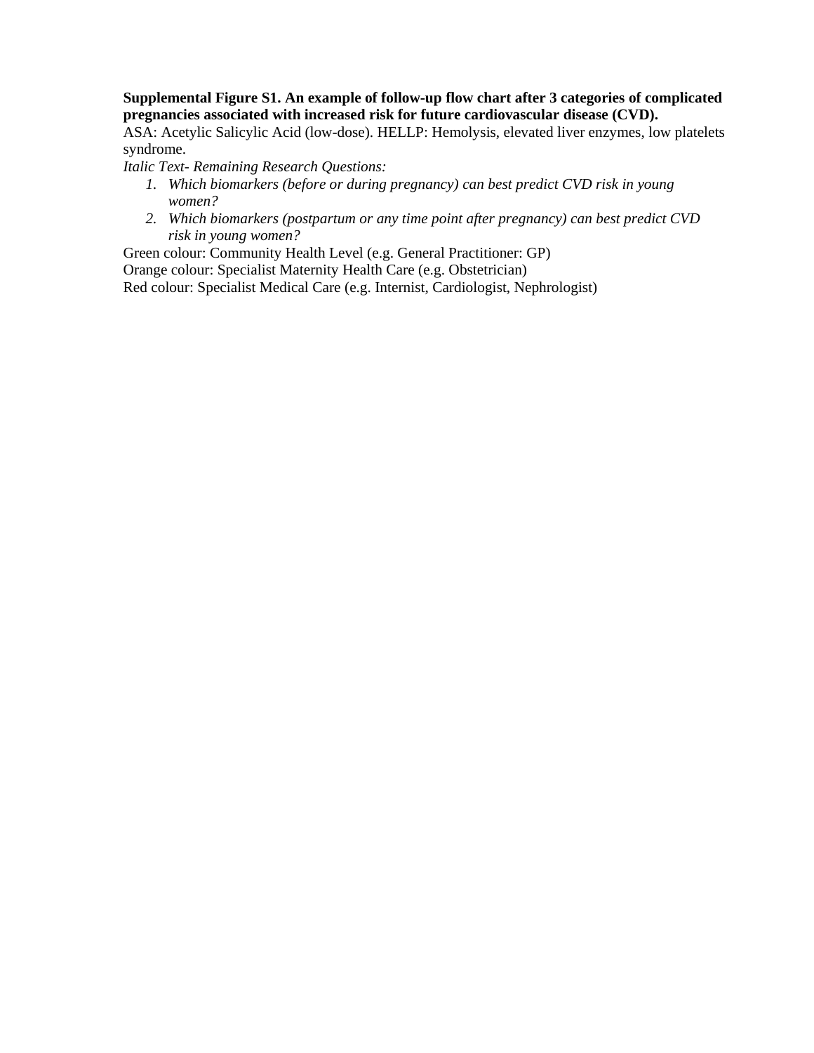**Supplemental Figure S1. An example of follow-up flow chart after 3 categories of complicated pregnancies associated with increased risk for future cardiovascular disease (CVD).**

ASA: Acetylic Salicylic Acid (low-dose). HELLP: Hemolysis, elevated liver enzymes, low platelets syndrome.

*Italic Text- Remaining Research Questions:*

1. *Which biomarkers (before or during pregnancy) can best predict CVD risk in young women?*
2. *Which biomarkers (postpartum or any time point after pregnancy) can best predict CVD risk in young women?*

Green colour: Community Health Level (e.g. General Practitioner: GP)
Orange colour: Specialist Maternity Health Care (e.g. Obstetrician)
Red colour: Specialist Medical Care (e.g. Internist, Cardiologist, Nephrologist)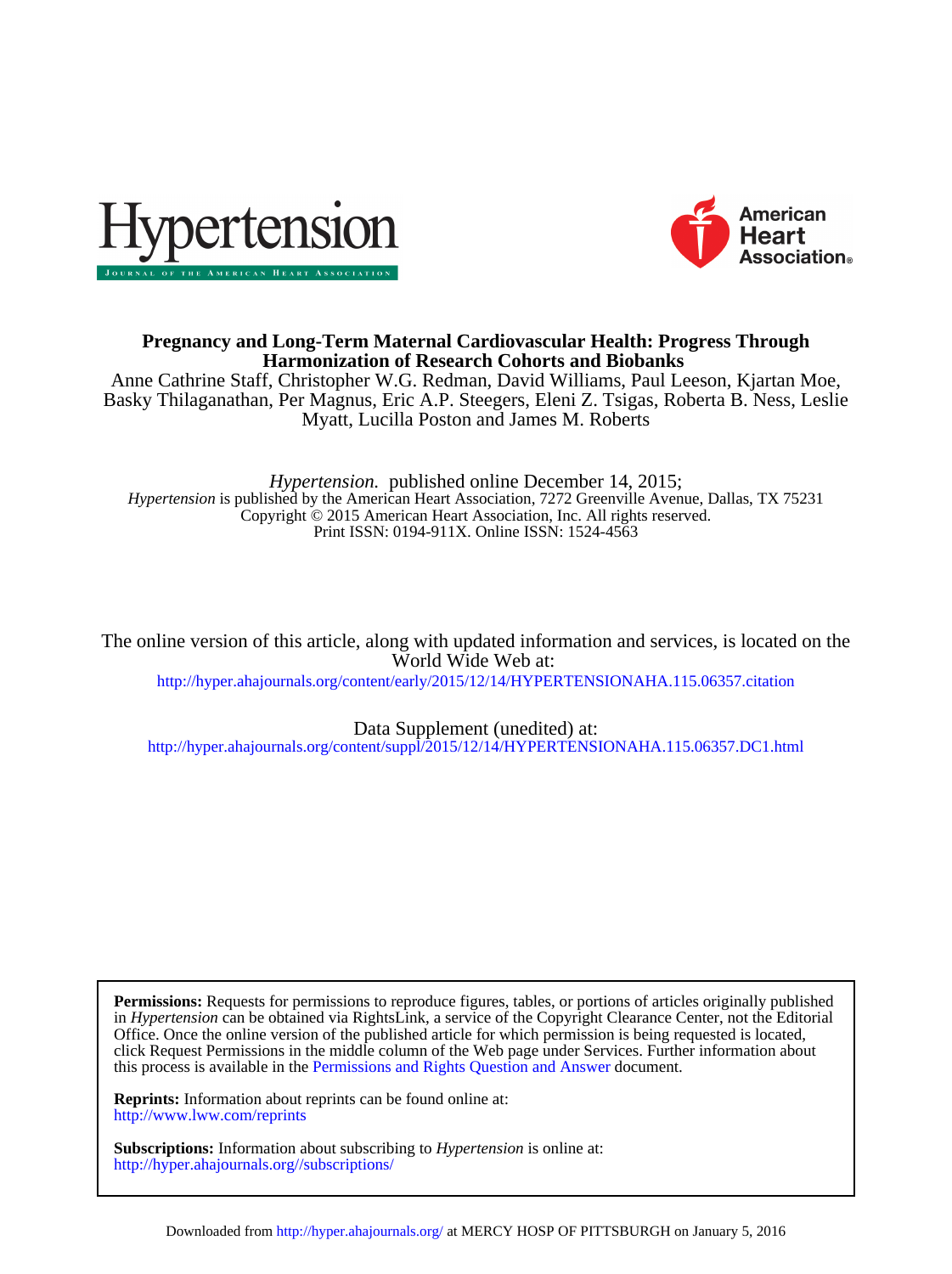**Pregnancy and Long-Term Maternal Cardiovascular Health: Progress Through Harmonization of Research Cohorts and Biobanks**

Anne Cathrine Staff, Christopher W.G. Redman, David Williams, Paul Leeson, Kjartan Moe, Basky Thilaganathan, Per Magnus, Eric A.P. Steegers, Eleni Z. Tsigas, Roberta B. Ness, Leslie Myatt, Lucilla Poston and James M. Roberts

*Hypertension.* published online December 14, 2015;

*Hypertension* is published by the American Heart Association, 7272 Greenville Avenue, Dallas, TX 75231
Copyright © 2015 American Heart Association, Inc. All rights reserved.
Print ISSN: 0194-911X. Online ISSN: 1524-4563

The online version of this article, along with updated information and services, is located on the World Wide Web at:
http://hyper.ahajournals.org/content/early/2015/12/14/HYPERTENSIONAHA.115.06357.citation

Data Supplement (unedited) at:
http://hyper.ahajournals.org/content/suppl/2015/12/14/HYPERTENSIONAHA.115.06357.DC1.html

**Permissions:** Requests for permissions to reproduce figures, tables, or portions of articles originally published in *Hypertension* can be obtained via RightsLink, a service of the Copyright Clearance Center, not the Editorial Office. Once the online version of the published article for which permission is being requested is located, click Request Permissions in the middle column of the Web page under Services. Further information about this process is available in the Permissions and Rights Question and Answer document.

**Reprints:** Information about reprints can be found online at:
http://www.lww.com/reprints

**Subscriptions:** Information about subscribing to *Hypertension* is online at:
http://hyper.ahajournals.org//subscriptions/

Downloaded from http://hyper.ahajournals.org/ at MERCY HOSP OF PITTSBURGH on January 5, 2016